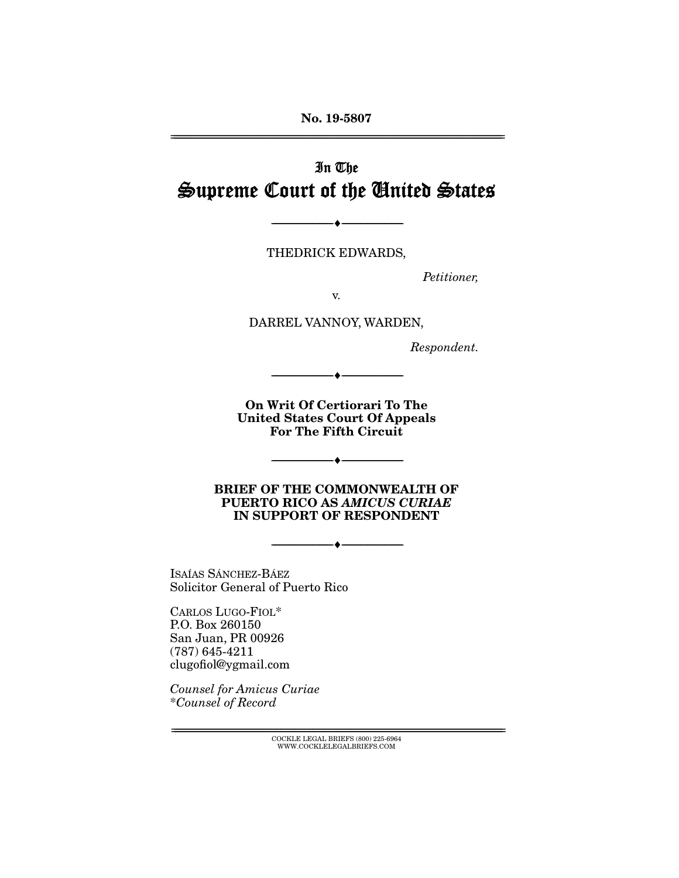No. 19-5807

---

In The
# Supreme Court of the United States

---

THEDRICK EDWARDS,

*Petitioner,*

v.

DARREL VANNOY, WARDEN,

*Respondent.*

---

**On Writ Of Certiorari To The United States Court Of Appeals For The Fifth Circuit**

---

**BRIEF OF THE COMMONWEALTH OF PUERTO RICO AS *AMICUS CURIAE* IN SUPPORT OF RESPONDENT**

---

ISAÍAS SÁNCHEZ-BÁEZ
Solicitor General of Puerto Rico

CARLOS LUGO-FIOL*
P.O. Box 260150
San Juan, PR 00926
(787) 645-4211
clugofiol@ygmail.com

*Counsel for Amicus Curiae*
\**Counsel of Record*

---

COCKLE LEGAL BRIEFS (800) 225-6964
WWW.COCKLELEGALBRIEFS.COM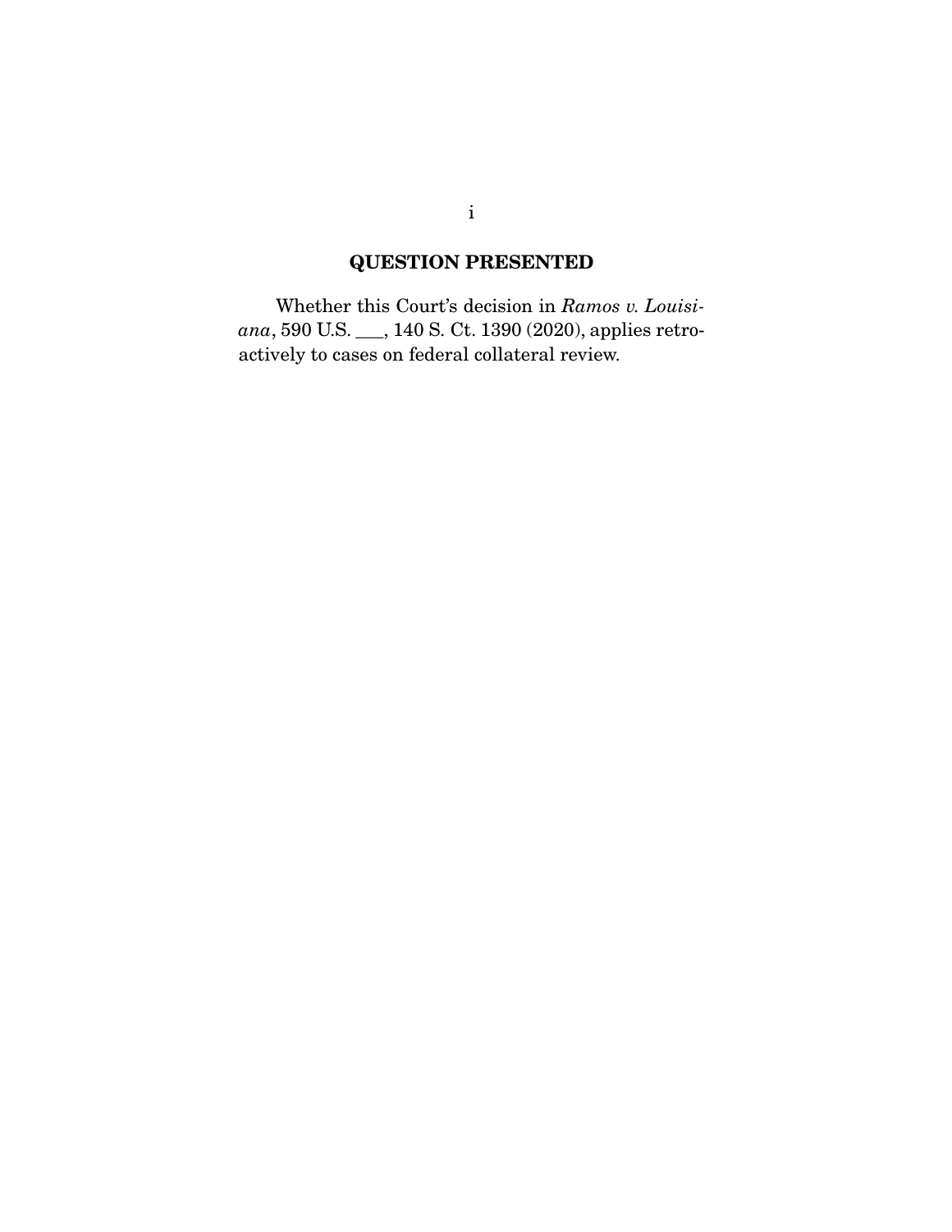## QUESTION PRESENTED

Whether this Court's decision in *Ramos v. Louisiana*, 590 U.S. ___, 140 S. Ct. 1390 (2020), applies retroactively to cases on federal collateral review.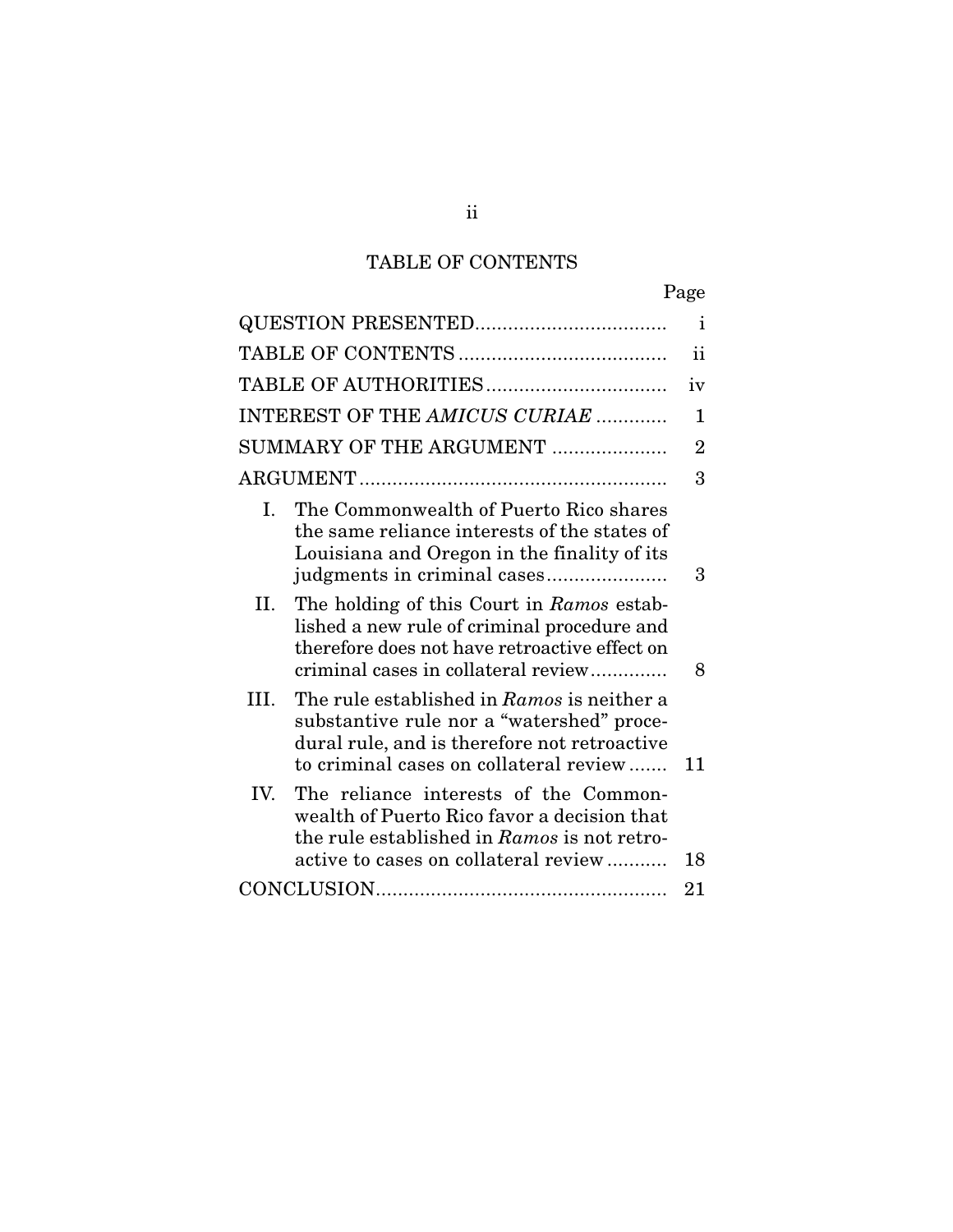# TABLE OF CONTENTS

| | Page |
|---|---|
| QUESTION PRESENTED | i |
| TABLE OF CONTENTS | ii |
| TABLE OF AUTHORITIES | iv |
| INTEREST OF THE *AMICUS CURIAE* | 1 |
| SUMMARY OF THE ARGUMENT | 2 |
| ARGUMENT | 3 |
| I. The Commonwealth of Puerto Rico shares the same reliance interests of the states of Louisiana and Oregon in the finality of its judgments in criminal cases | 3 |
| II. The holding of this Court in *Ramos* established a new rule of criminal procedure and therefore does not have retroactive effect on criminal cases in collateral review | 8 |
| III. The rule established in *Ramos* is neither a substantive rule nor a "watershed" procedural rule, and is therefore not retroactive to criminal cases on collateral review | 11 |
| IV. The reliance interests of the Commonwealth of Puerto Rico favor a decision that the rule established in *Ramos* is not retroactive to cases on collateral review | 18 |
| CONCLUSION | 21 |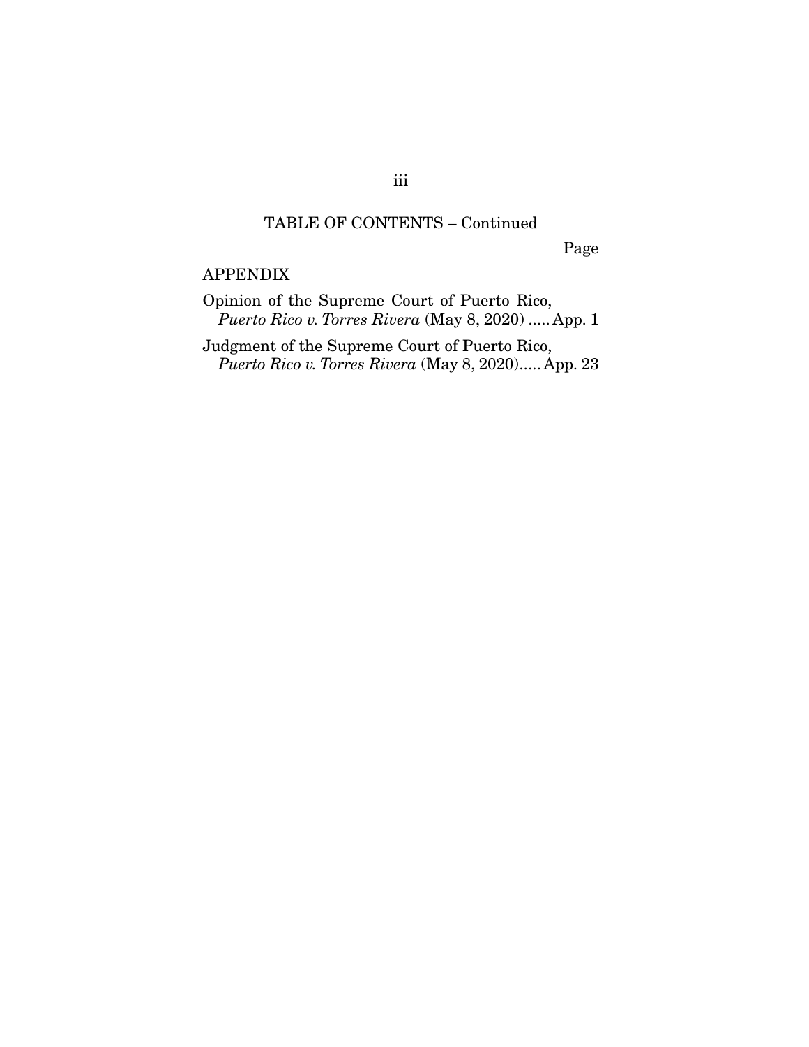## TABLE OF CONTENTS – Continued

Page

### APPENDIX

Opinion of the Supreme Court of Puerto Rico, *Puerto Rico v. Torres Rivera* (May 8, 2020) ..... App. 1

Judgment of the Supreme Court of Puerto Rico, *Puerto Rico v. Torres Rivera* (May 8, 2020)..... App. 23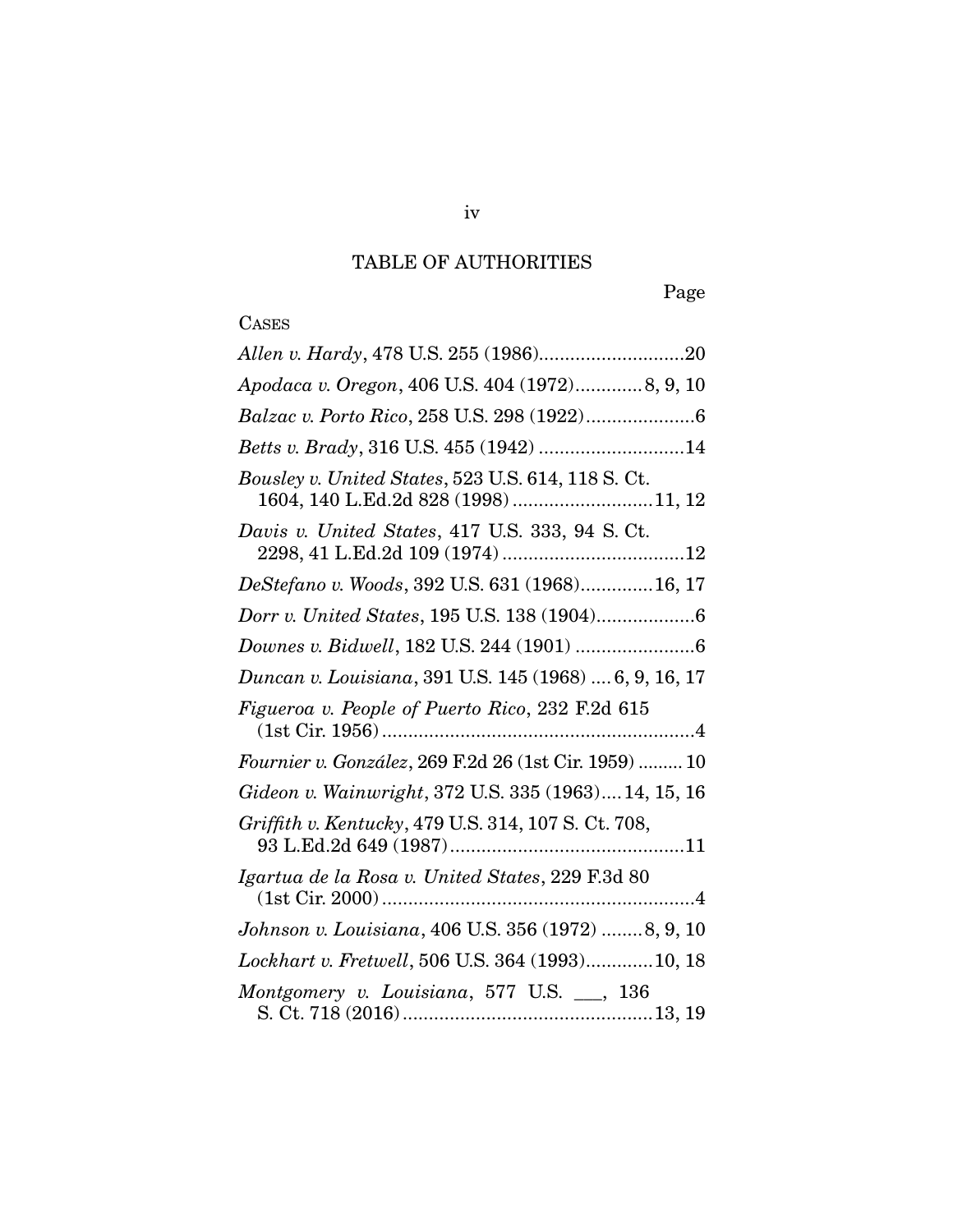# TABLE OF AUTHORITIES

Page

CASES

*Allen v. Hardy*, 478 U.S. 255 (1986)............................20

*Apodaca v. Oregon*, 406 U.S. 404 (1972).............8, 9, 10

*Balzac v. Porto Rico*, 258 U.S. 298 (1922).....................6

*Betts v. Brady*, 316 U.S. 455 (1942) ............................14

*Bousley v. United States*, 523 U.S. 614, 118 S. Ct. 1604, 140 L.Ed.2d 828 (1998) ...........................11, 12

*Davis v. United States*, 417 U.S. 333, 94 S. Ct. 2298, 41 L.Ed.2d 109 (1974) ...................................12

*DeStefano v. Woods*, 392 U.S. 631 (1968)..............16, 17

*Dorr v. United States*, 195 U.S. 138 (1904)...................6

*Downes v. Bidwell*, 182 U.S. 244 (1901) .......................6

*Duncan v. Louisiana*, 391 U.S. 145 (1968) .... 6, 9, 16, 17

*Figueroa v. People of Puerto Rico*, 232 F.2d 615 (1st Cir. 1956).............................................................4

*Fournier v. González*, 269 F.2d 26 (1st Cir. 1959) ......... 10

*Gideon v. Wainwright*, 372 U.S. 335 (1963).... 14, 15, 16

*Griffith v. Kentucky*, 479 U.S. 314, 107 S. Ct. 708, 93 L.Ed.2d 649 (1987).............................................11

*Igartua de la Rosa v. United States*, 229 F.3d 80 (1st Cir. 2000).............................................................4

*Johnson v. Louisiana*, 406 U.S. 356 (1972) ........8, 9, 10

*Lockhart v. Fretwell*, 506 U.S. 364 (1993).............10, 18

*Montgomery v. Louisiana*, 577 U.S. ___, 136 S. Ct. 718 (2016)................................................13, 19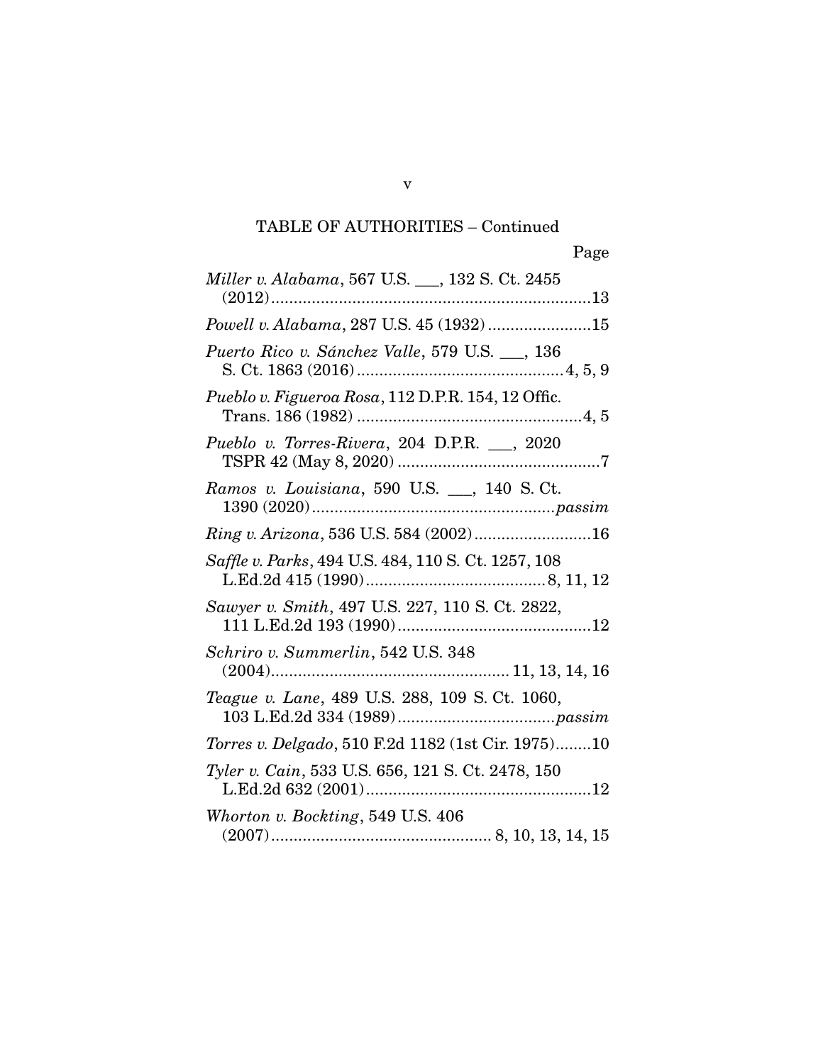TABLE OF AUTHORITIES – Continued

Page

*Miller v. Alabama*, 567 U.S. ___, 132 S. Ct. 2455 (2012).......................................................................13

*Powell v. Alabama*, 287 U.S. 45 (1932).......................15

*Puerto Rico v. Sánchez Valle*, 579 U.S. ___, 136 S. Ct. 1863 (2016).............................................4, 5, 9

*Pueblo v. Figueroa Rosa*, 112 D.P.R. 154, 12 Offic. Trans. 186 (1982)..................................................4, 5

*Pueblo v. Torres-Rivera*, 204 D.P.R. ___, 2020 TSPR 42 (May 8, 2020).............................................7

*Ramos v. Louisiana*, 590 U.S. ___, 140 S. Ct. 1390 (2020)....................................................*passim*

*Ring v. Arizona*, 536 U.S. 584 (2002)..........................16

*Saffle v. Parks*, 494 U.S. 484, 110 S. Ct. 1257, 108 L.Ed.2d 415 (1990).......................................8, 11, 12

*Sawyer v. Smith*, 497 U.S. 227, 110 S. Ct. 2822, 111 L.Ed.2d 193 (1990)...........................................12

*Schriro v. Summerlin*, 542 U.S. 348 (2004)..................................................... 11, 13, 14, 16

*Teague v. Lane*, 489 U.S. 288, 109 S. Ct. 1060, 103 L.Ed.2d 334 (1989)...................................*passim*

*Torres v. Delgado*, 510 F.2d 1182 (1st Cir. 1975)........10

*Tyler v. Cain*, 533 U.S. 656, 121 S. Ct. 2478, 150 L.Ed.2d 632 (2001)..................................................12

*Whorton v. Bockting*, 549 U.S. 406 (2007)................................................. 8, 10, 13, 14, 15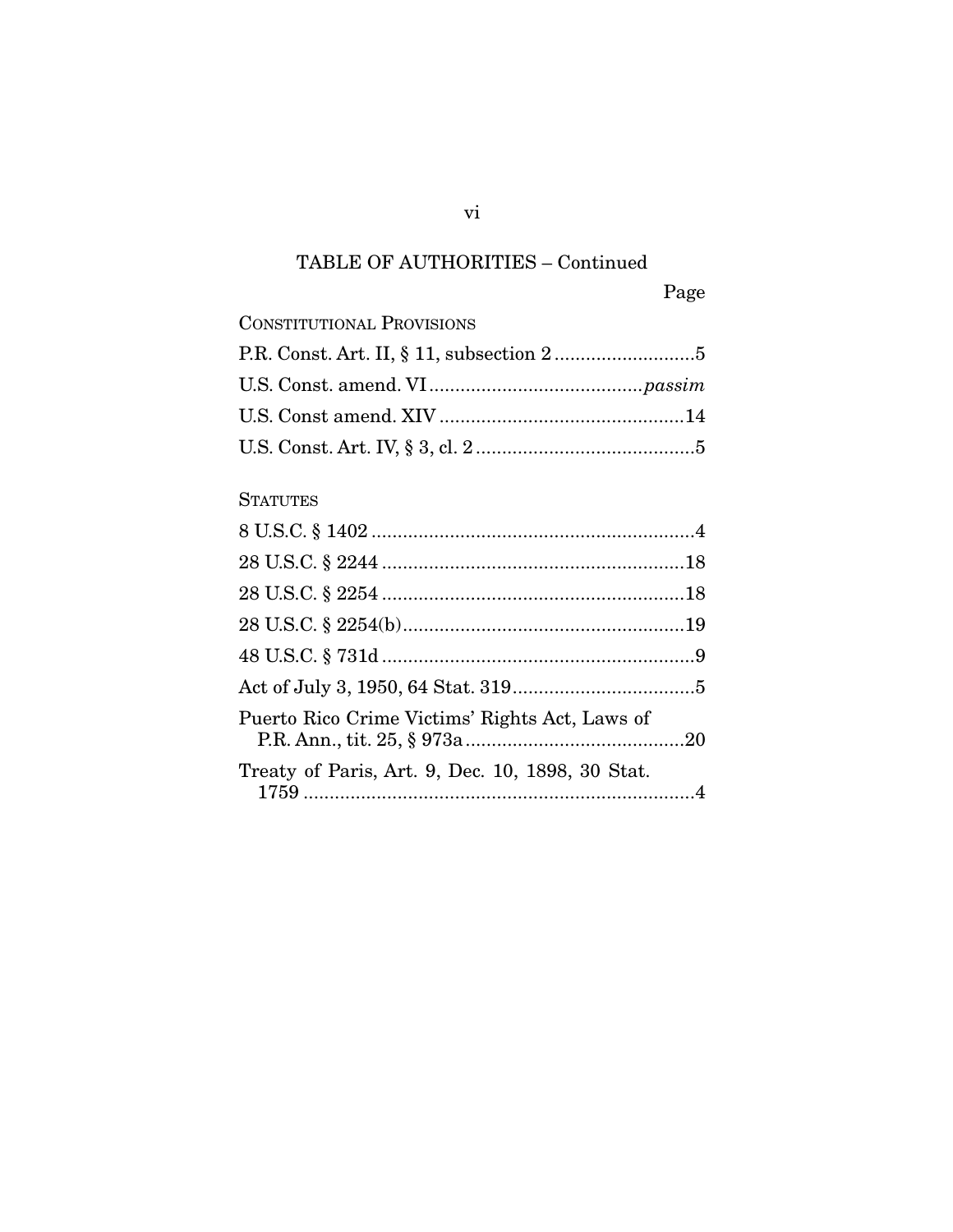## TABLE OF AUTHORITIES – Continued

Page

CONSTITUTIONAL PROVISIONS

P.R. Const. Art. II, § 11, subsection 2 ..........................5

U.S. Const. amend. VI ........................................*passim*

U.S. Const amend. XIV ..............................................14

U.S. Const. Art. IV, § 3, cl. 2 ..........................................5

STATUTES

8 U.S.C. § 1402 ..............................................................4

28 U.S.C. § 2244 ..........................................................18

28 U.S.C. § 2254 ..........................................................18

28 U.S.C. § 2254(b) ......................................................19

48 U.S.C. § 731d ...........................................................9

Act of July 3, 1950, 64 Stat. 319 ..................................5

Puerto Rico Crime Victims' Rights Act, Laws of P.R. Ann., tit. 25, § 973a ..........................................20

Treaty of Paris, Art. 9, Dec. 10, 1898, 30 Stat. 1759 ...........................................................................4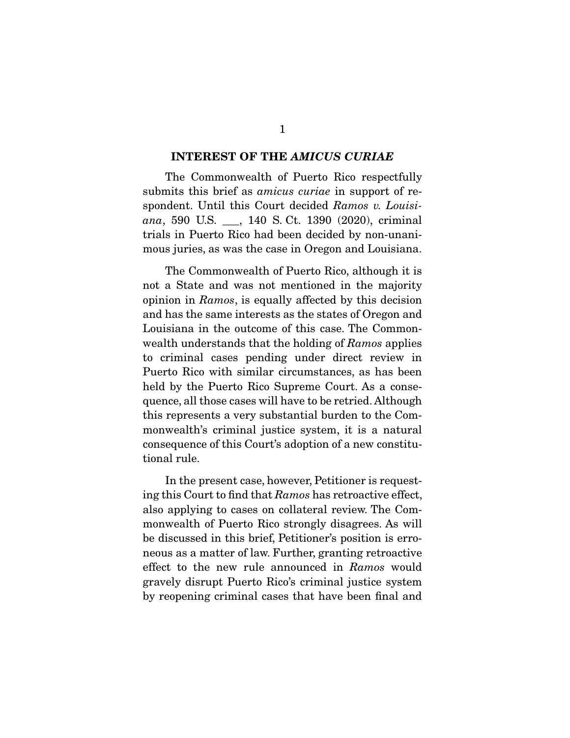## INTEREST OF THE *AMICUS CURIAE*

The Commonwealth of Puerto Rico respectfully submits this brief as *amicus curiae* in support of respondent. Until this Court decided *Ramos v. Louisiana*, 590 U.S. ___, 140 S. Ct. 1390 (2020), criminal trials in Puerto Rico had been decided by non-unanimous juries, as was the case in Oregon and Louisiana.

The Commonwealth of Puerto Rico, although it is not a State and was not mentioned in the majority opinion in *Ramos*, is equally affected by this decision and has the same interests as the states of Oregon and Louisiana in the outcome of this case. The Commonwealth understands that the holding of *Ramos* applies to criminal cases pending under direct review in Puerto Rico with similar circumstances, as has been held by the Puerto Rico Supreme Court. As a consequence, all those cases will have to be retried. Although this represents a very substantial burden to the Commonwealth's criminal justice system, it is a natural consequence of this Court's adoption of a new constitutional rule.

In the present case, however, Petitioner is requesting this Court to find that *Ramos* has retroactive effect, also applying to cases on collateral review. The Commonwealth of Puerto Rico strongly disagrees. As will be discussed in this brief, Petitioner's position is erroneous as a matter of law. Further, granting retroactive effect to the new rule announced in *Ramos* would gravely disrupt Puerto Rico's criminal justice system by reopening criminal cases that have been final and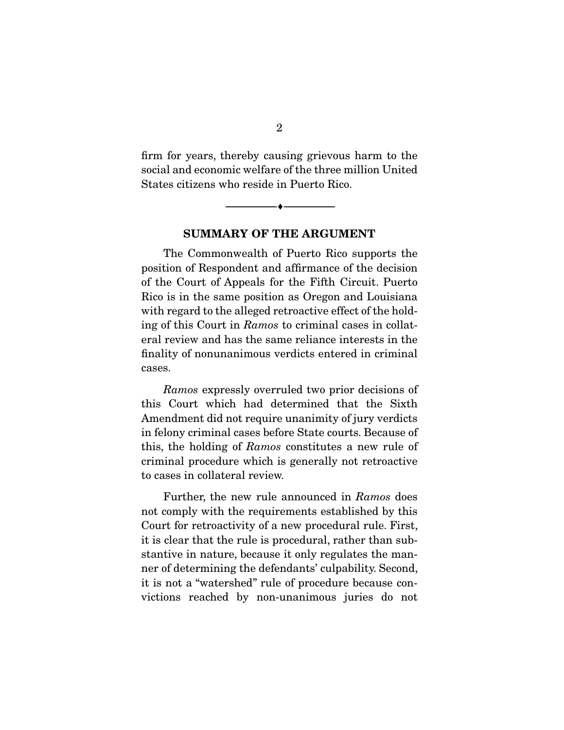firm for years, thereby causing grievous harm to the social and economic welfare of the three million United States citizens who reside in Puerto Rico.

---

## SUMMARY OF THE ARGUMENT

The Commonwealth of Puerto Rico supports the position of Respondent and affirmance of the decision of the Court of Appeals for the Fifth Circuit. Puerto Rico is in the same position as Oregon and Louisiana with regard to the alleged retroactive effect of the holding of this Court in *Ramos* to criminal cases in collateral review and has the same reliance interests in the finality of nonunanimous verdicts entered in criminal cases.

*Ramos* expressly overruled two prior decisions of this Court which had determined that the Sixth Amendment did not require unanimity of jury verdicts in felony criminal cases before State courts. Because of this, the holding of *Ramos* constitutes a new rule of criminal procedure which is generally not retroactive to cases in collateral review.

Further, the new rule announced in *Ramos* does not comply with the requirements established by this Court for retroactivity of a new procedural rule. First, it is clear that the rule is procedural, rather than substantive in nature, because it only regulates the manner of determining the defendants' culpability. Second, it is not a "watershed" rule of procedure because convictions reached by non-unanimous juries do not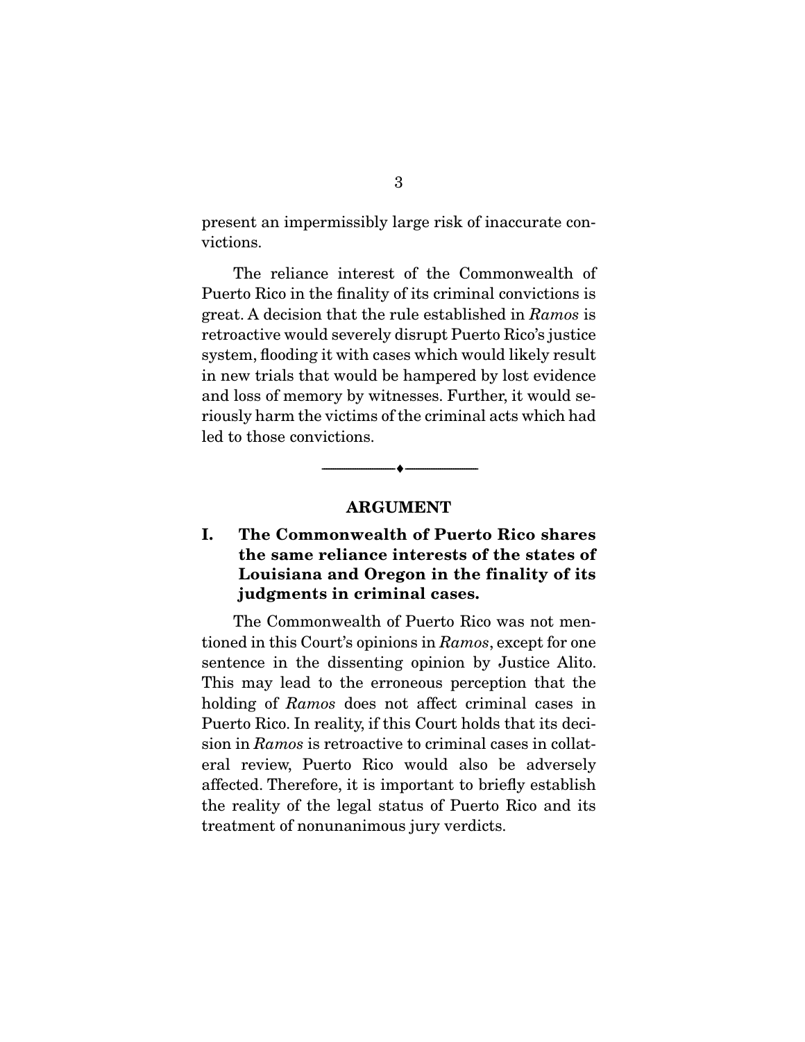present an impermissibly large risk of inaccurate convictions.

The reliance interest of the Commonwealth of Puerto Rico in the finality of its criminal convictions is great. A decision that the rule established in *Ramos* is retroactive would severely disrupt Puerto Rico's justice system, flooding it with cases which would likely result in new trials that would be hampered by lost evidence and loss of memory by witnesses. Further, it would seriously harm the victims of the criminal acts which had led to those convictions.

---

## ARGUMENT

### I. The Commonwealth of Puerto Rico shares the same reliance interests of the states of Louisiana and Oregon in the finality of its judgments in criminal cases.

The Commonwealth of Puerto Rico was not mentioned in this Court's opinions in *Ramos*, except for one sentence in the dissenting opinion by Justice Alito. This may lead to the erroneous perception that the holding of *Ramos* does not affect criminal cases in Puerto Rico. In reality, if this Court holds that its decision in *Ramos* is retroactive to criminal cases in collateral review, Puerto Rico would also be adversely affected. Therefore, it is important to briefly establish the reality of the legal status of Puerto Rico and its treatment of nonunanimous jury verdicts.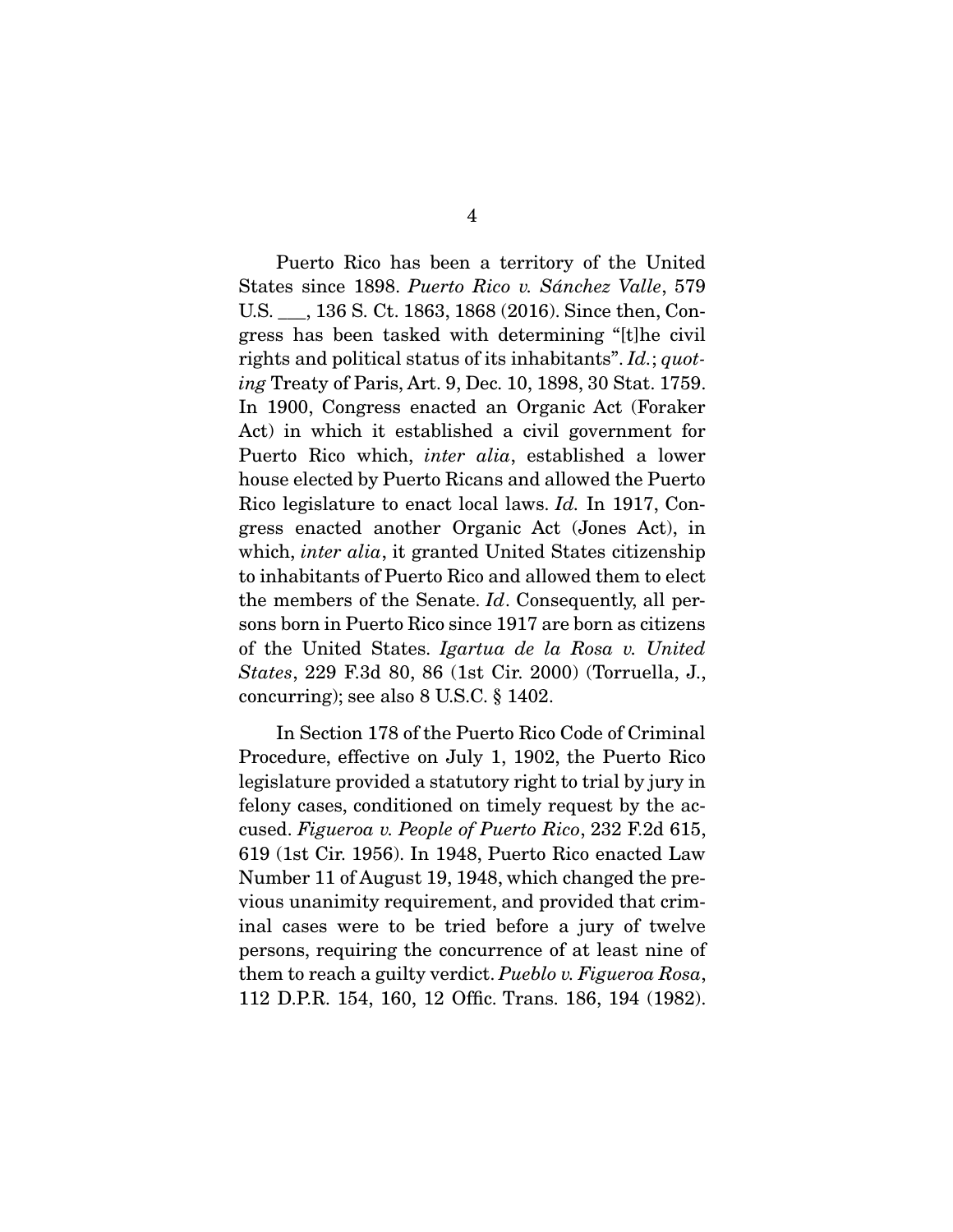Puerto Rico has been a territory of the United States since 1898. *Puerto Rico v. Sánchez Valle*, 579 U.S. ___, 136 S. Ct. 1863, 1868 (2016). Since then, Congress has been tasked with determining "[t]he civil rights and political status of its inhabitants". *Id.*; *quoting* Treaty of Paris, Art. 9, Dec. 10, 1898, 30 Stat. 1759. In 1900, Congress enacted an Organic Act (Foraker Act) in which it established a civil government for Puerto Rico which, *inter alia*, established a lower house elected by Puerto Ricans and allowed the Puerto Rico legislature to enact local laws. *Id.* In 1917, Congress enacted another Organic Act (Jones Act), in which, *inter alia*, it granted United States citizenship to inhabitants of Puerto Rico and allowed them to elect the members of the Senate. *Id*. Consequently, all persons born in Puerto Rico since 1917 are born as citizens of the United States. *Igartua de la Rosa v. United States*, 229 F.3d 80, 86 (1st Cir. 2000) (Torruella, J., concurring); see also 8 U.S.C. § 1402.

In Section 178 of the Puerto Rico Code of Criminal Procedure, effective on July 1, 1902, the Puerto Rico legislature provided a statutory right to trial by jury in felony cases, conditioned on timely request by the accused. *Figueroa v. People of Puerto Rico*, 232 F.2d 615, 619 (1st Cir. 1956). In 1948, Puerto Rico enacted Law Number 11 of August 19, 1948, which changed the previous unanimity requirement, and provided that criminal cases were to be tried before a jury of twelve persons, requiring the concurrence of at least nine of them to reach a guilty verdict. *Pueblo v. Figueroa Rosa*, 112 D.P.R. 154, 160, 12 Offic. Trans. 186, 194 (1982).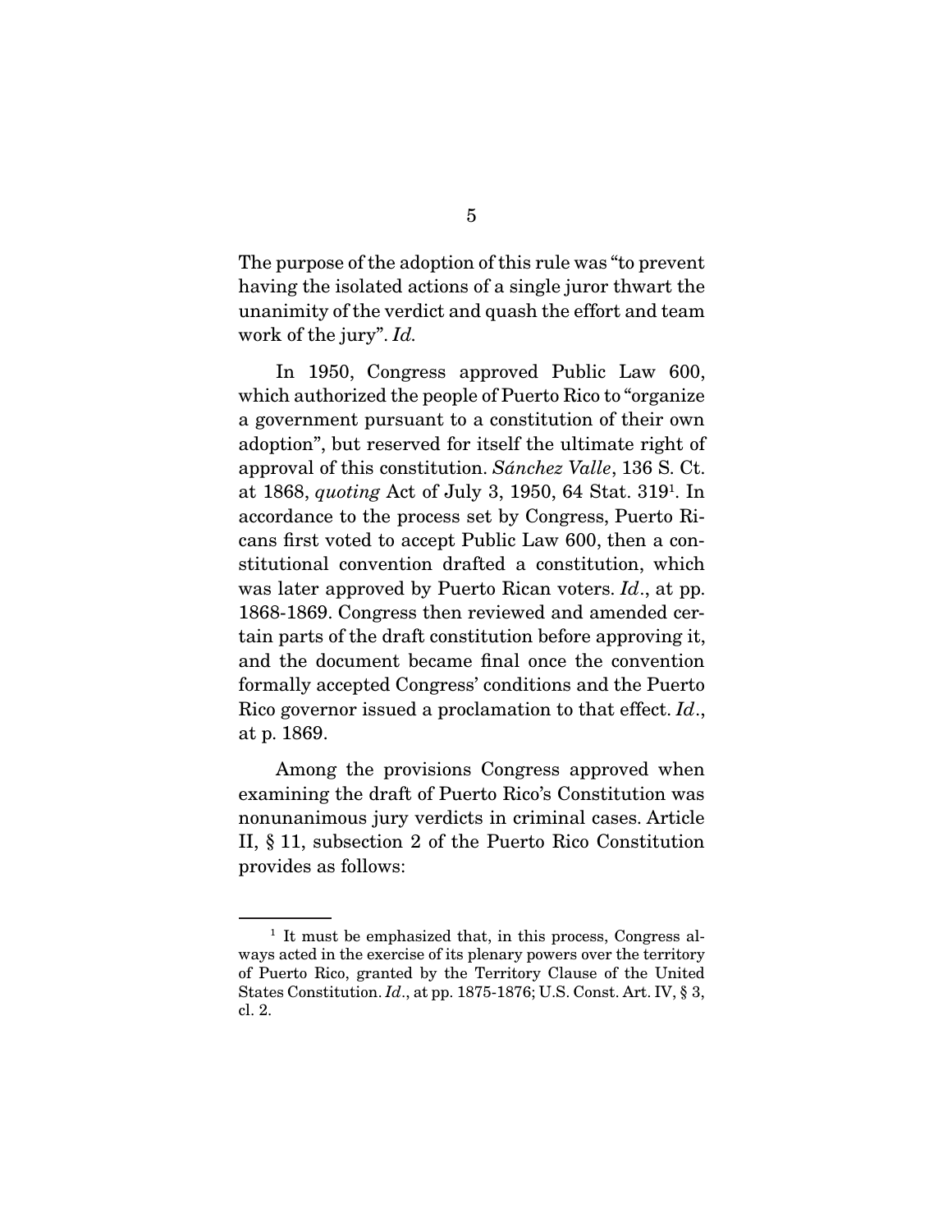The purpose of the adoption of this rule was "to prevent having the isolated actions of a single juror thwart the unanimity of the verdict and quash the effort and team work of the jury". *Id.*

In 1950, Congress approved Public Law 600, which authorized the people of Puerto Rico to "organize a government pursuant to a constitution of their own adoption", but reserved for itself the ultimate right of approval of this constitution. *Sánchez Valle*, 136 S. Ct. at 1868, *quoting* Act of July 3, 1950, 64 Stat. 319[1]. In accordance to the process set by Congress, Puerto Ricans first voted to accept Public Law 600, then a constitutional convention drafted a constitution, which was later approved by Puerto Rican voters. *Id*., at pp. 1868-1869. Congress then reviewed and amended certain parts of the draft constitution before approving it, and the document became final once the convention formally accepted Congress' conditions and the Puerto Rico governor issued a proclamation to that effect. *Id*., at p. 1869.

Among the provisions Congress approved when examining the draft of Puerto Rico's Constitution was nonunanimous jury verdicts in criminal cases. Article II, § 11, subsection 2 of the Puerto Rico Constitution provides as follows:

---

[1] It must be emphasized that, in this process, Congress always acted in the exercise of its plenary powers over the territory of Puerto Rico, granted by the Territory Clause of the United States Constitution. *Id*., at pp. 1875-1876; U.S. Const. Art. IV, § 3, cl. 2.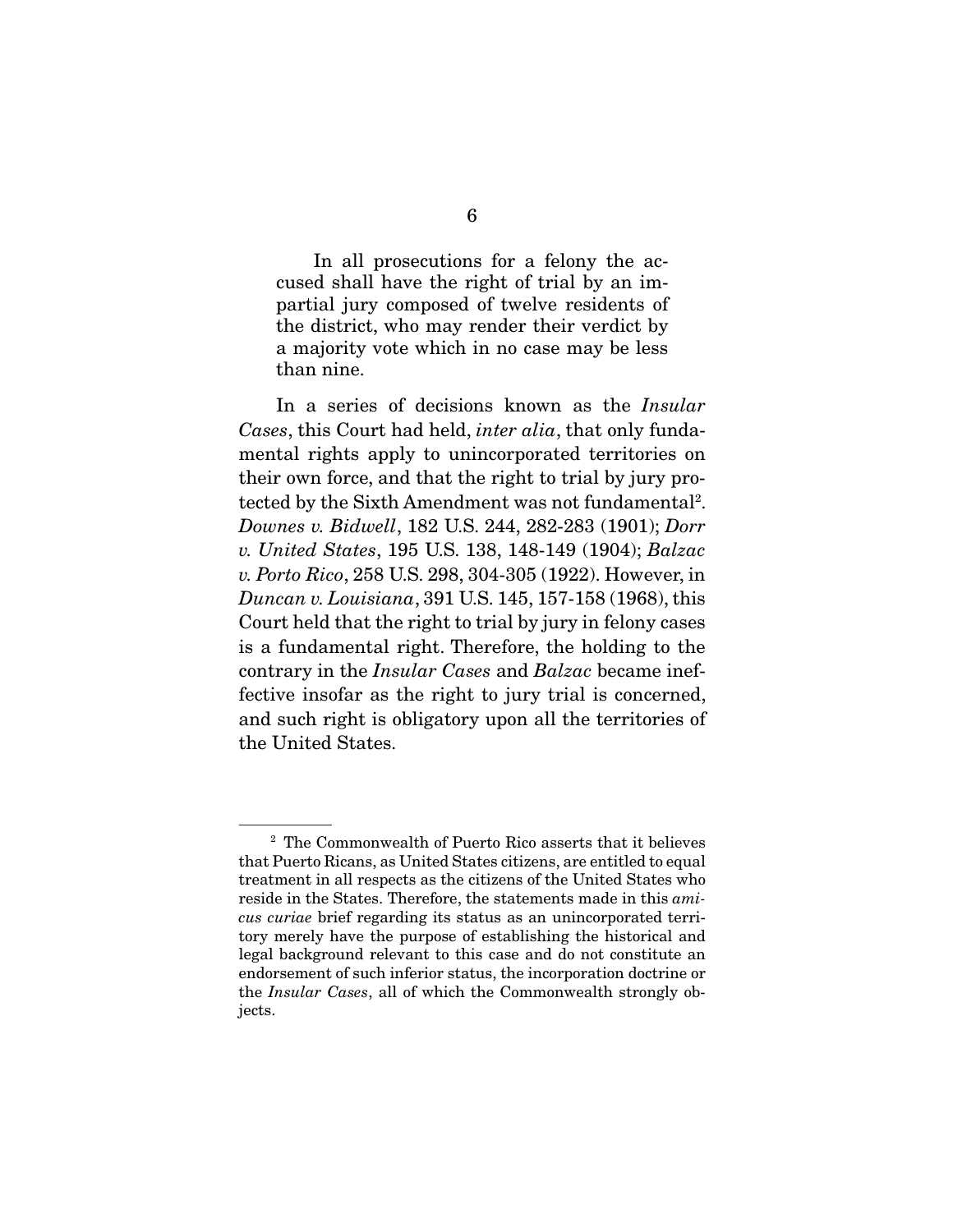> In all prosecutions for a felony the accused shall have the right of trial by an impartial jury composed of twelve residents of the district, who may render their verdict by a majority vote which in no case may be less than nine.

In a series of decisions known as the *Insular Cases*, this Court had held, *inter alia*, that only fundamental rights apply to unincorporated territories on their own force, and that the right to trial by jury protected by the Sixth Amendment was not fundamental[2]. *Downes v. Bidwell*, 182 U.S. 244, 282-283 (1901); *Dorr v. United States*, 195 U.S. 138, 148-149 (1904); *Balzac v. Porto Rico*, 258 U.S. 298, 304-305 (1922). However, in *Duncan v. Louisiana*, 391 U.S. 145, 157-158 (1968), this Court held that the right to trial by jury in felony cases is a fundamental right. Therefore, the holding to the contrary in the *Insular Cases* and *Balzac* became ineffective insofar as the right to jury trial is concerned, and such right is obligatory upon all the territories of the United States.

---

[2] The Commonwealth of Puerto Rico asserts that it believes that Puerto Ricans, as United States citizens, are entitled to equal treatment in all respects as the citizens of the United States who reside in the States. Therefore, the statements made in this *amicus curiae* brief regarding its status as an unincorporated territory merely have the purpose of establishing the historical and legal background relevant to this case and do not constitute an endorsement of such inferior status, the incorporation doctrine or the *Insular Cases*, all of which the Commonwealth strongly objects.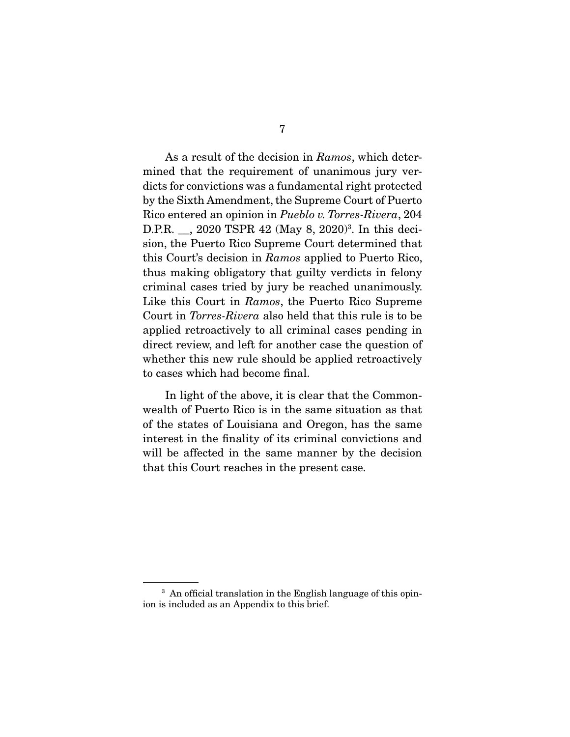As a result of the decision in *Ramos*, which determined that the requirement of unanimous jury verdicts for convictions was a fundamental right protected by the Sixth Amendment, the Supreme Court of Puerto Rico entered an opinion in *Pueblo v. Torres-Rivera*, 204 D.P.R. __, 2020 TSPR 42 (May 8, 2020)[3]. In this decision, the Puerto Rico Supreme Court determined that this Court's decision in *Ramos* applied to Puerto Rico, thus making obligatory that guilty verdicts in felony criminal cases tried by jury be reached unanimously. Like this Court in *Ramos*, the Puerto Rico Supreme Court in *Torres-Rivera* also held that this rule is to be applied retroactively to all criminal cases pending in direct review, and left for another case the question of whether this new rule should be applied retroactively to cases which had become final.

In light of the above, it is clear that the Commonwealth of Puerto Rico is in the same situation as that of the states of Louisiana and Oregon, has the same interest in the finality of its criminal convictions and will be affected in the same manner by the decision that this Court reaches in the present case.

---

[3] An official translation in the English language of this opinion is included as an Appendix to this brief.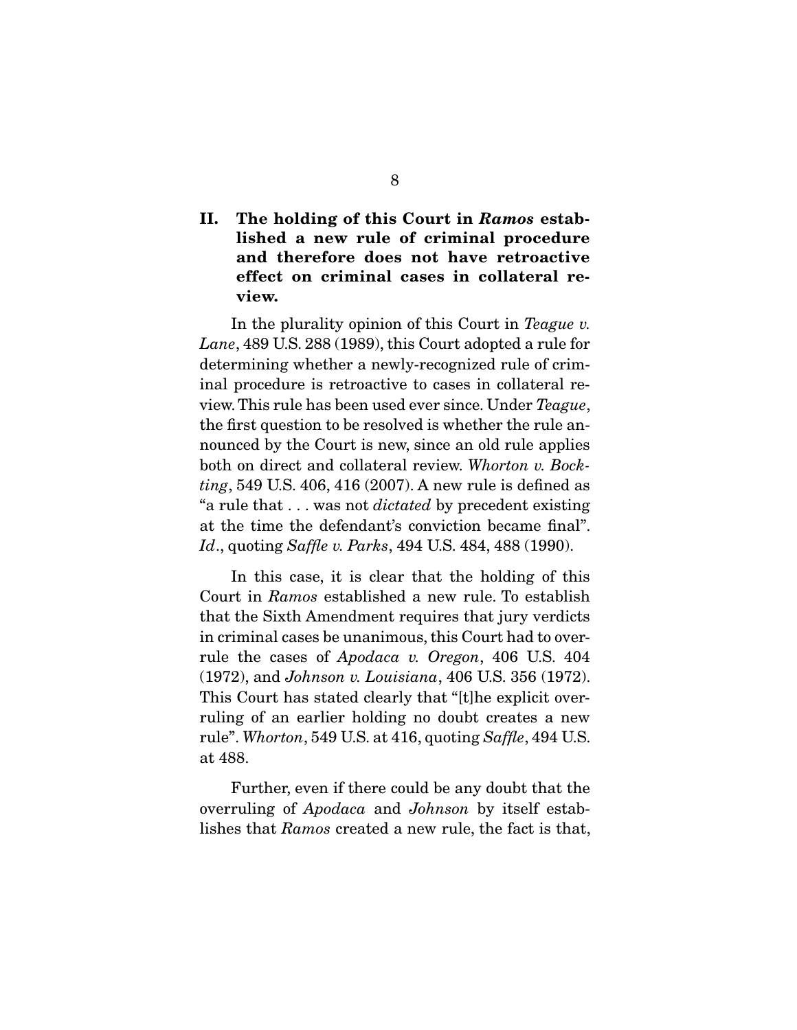## II. The holding of this Court in *Ramos* established a new rule of criminal procedure and therefore does not have retroactive effect on criminal cases in collateral review.

In the plurality opinion of this Court in *Teague v. Lane*, 489 U.S. 288 (1989), this Court adopted a rule for determining whether a newly-recognized rule of criminal procedure is retroactive to cases in collateral review. This rule has been used ever since. Under *Teague*, the first question to be resolved is whether the rule announced by the Court is new, since an old rule applies both on direct and collateral review. *Whorton v. Bockting*, 549 U.S. 406, 416 (2007). A new rule is defined as "a rule that . . . was not *dictated* by precedent existing at the time the defendant's conviction became final". *Id*., quoting *Saffle v. Parks*, 494 U.S. 484, 488 (1990).

In this case, it is clear that the holding of this Court in *Ramos* established a new rule. To establish that the Sixth Amendment requires that jury verdicts in criminal cases be unanimous, this Court had to overrule the cases of *Apodaca v. Oregon*, 406 U.S. 404 (1972), and *Johnson v. Louisiana*, 406 U.S. 356 (1972). This Court has stated clearly that "[t]he explicit overruling of an earlier holding no doubt creates a new rule". *Whorton*, 549 U.S. at 416, quoting *Saffle*, 494 U.S. at 488.

Further, even if there could be any doubt that the overruling of *Apodaca* and *Johnson* by itself establishes that *Ramos* created a new rule, the fact is that,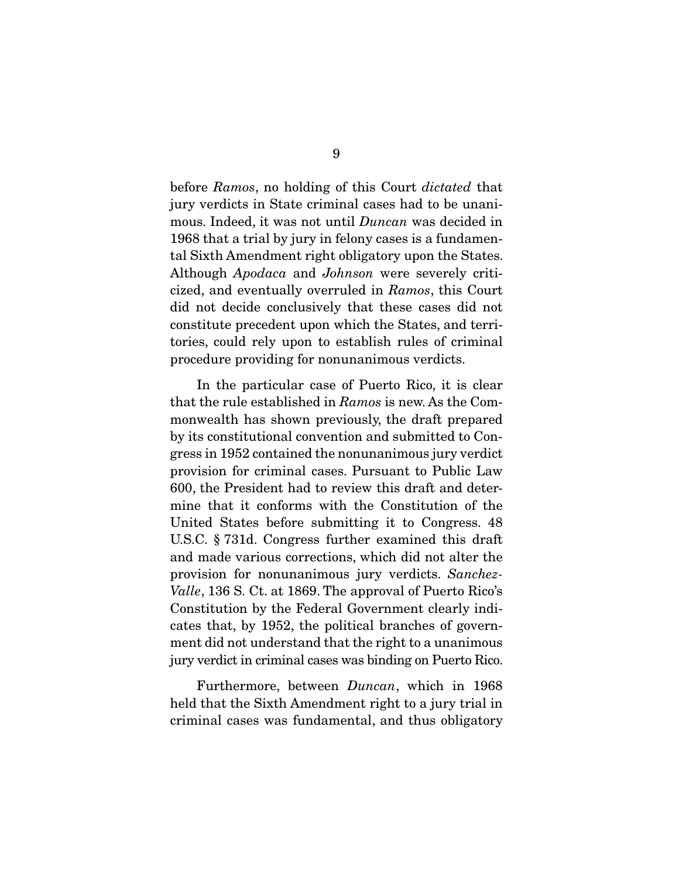before *Ramos*, no holding of this Court *dictated* that jury verdicts in State criminal cases had to be unanimous. Indeed, it was not until *Duncan* was decided in 1968 that a trial by jury in felony cases is a fundamental Sixth Amendment right obligatory upon the States. Although *Apodaca* and *Johnson* were severely criticized, and eventually overruled in *Ramos*, this Court did not decide conclusively that these cases did not constitute precedent upon which the States, and territories, could rely upon to establish rules of criminal procedure providing for nonunanimous verdicts.

In the particular case of Puerto Rico, it is clear that the rule established in *Ramos* is new. As the Commonwealth has shown previously, the draft prepared by its constitutional convention and submitted to Congress in 1952 contained the nonunanimous jury verdict provision for criminal cases. Pursuant to Public Law 600, the President had to review this draft and determine that it conforms with the Constitution of the United States before submitting it to Congress. 48 U.S.C. § 731d. Congress further examined this draft and made various corrections, which did not alter the provision for nonunanimous jury verdicts. *Sanchez-Valle*, 136 S. Ct. at 1869. The approval of Puerto Rico's Constitution by the Federal Government clearly indicates that, by 1952, the political branches of government did not understand that the right to a unanimous jury verdict in criminal cases was binding on Puerto Rico.

Furthermore, between *Duncan*, which in 1968 held that the Sixth Amendment right to a jury trial in criminal cases was fundamental, and thus obligatory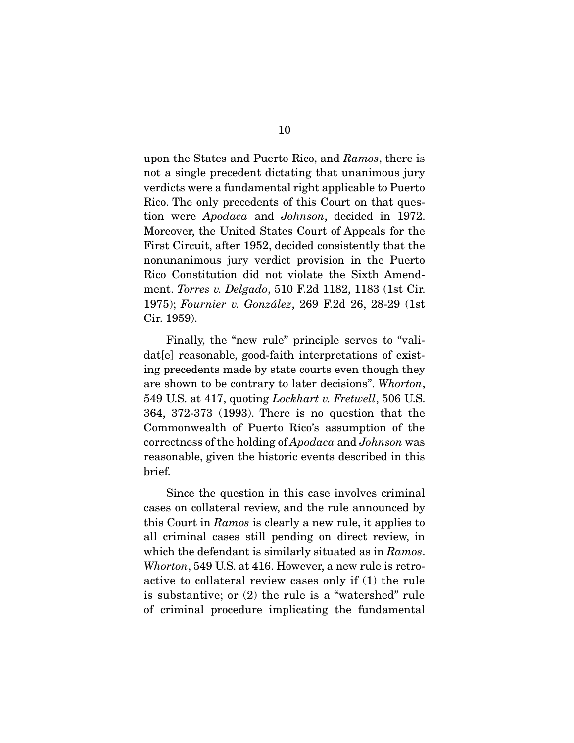upon the States and Puerto Rico, and *Ramos*, there is not a single precedent dictating that unanimous jury verdicts were a fundamental right applicable to Puerto Rico. The only precedents of this Court on that question were *Apodaca* and *Johnson*, decided in 1972. Moreover, the United States Court of Appeals for the First Circuit, after 1952, decided consistently that the nonunanimous jury verdict provision in the Puerto Rico Constitution did not violate the Sixth Amendment. *Torres v. Delgado*, 510 F.2d 1182, 1183 (1st Cir. 1975); *Fournier v. González*, 269 F.2d 26, 28-29 (1st Cir. 1959).

Finally, the "new rule" principle serves to "validat[e] reasonable, good-faith interpretations of existing precedents made by state courts even though they are shown to be contrary to later decisions". *Whorton*, 549 U.S. at 417, quoting *Lockhart v. Fretwell*, 506 U.S. 364, 372-373 (1993). There is no question that the Commonwealth of Puerto Rico's assumption of the correctness of the holding of *Apodaca* and *Johnson* was reasonable, given the historic events described in this brief.

Since the question in this case involves criminal cases on collateral review, and the rule announced by this Court in *Ramos* is clearly a new rule, it applies to all criminal cases still pending on direct review, in which the defendant is similarly situated as in *Ramos*. *Whorton*, 549 U.S. at 416. However, a new rule is retroactive to collateral review cases only if (1) the rule is substantive; or (2) the rule is a "watershed" rule of criminal procedure implicating the fundamental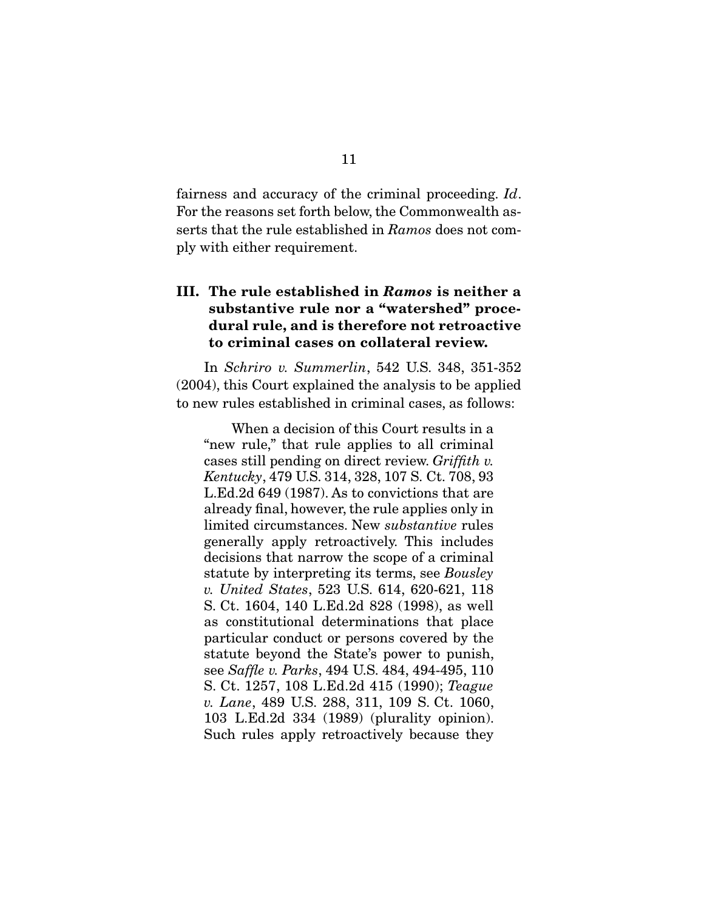fairness and accuracy of the criminal proceeding. *Id*. For the reasons set forth below, the Commonwealth asserts that the rule established in *Ramos* does not comply with either requirement.

### III. The rule established in *Ramos* is neither a substantive rule nor a "watershed" procedural rule, and is therefore not retroactive to criminal cases on collateral review.

In *Schriro v. Summerlin*, 542 U.S. 348, 351-352 (2004), this Court explained the analysis to be applied to new rules established in criminal cases, as follows:

> When a decision of this Court results in a "new rule," that rule applies to all criminal cases still pending on direct review. *Griffith v. Kentucky*, 479 U.S. 314, 328, 107 S. Ct. 708, 93 L.Ed.2d 649 (1987). As to convictions that are already final, however, the rule applies only in limited circumstances. New *substantive* rules generally apply retroactively. This includes decisions that narrow the scope of a criminal statute by interpreting its terms, see *Bousley v. United States*, 523 U.S. 614, 620-621, 118 S. Ct. 1604, 140 L.Ed.2d 828 (1998), as well as constitutional determinations that place particular conduct or persons covered by the statute beyond the State's power to punish, see *Saffle v. Parks*, 494 U.S. 484, 494-495, 110 S. Ct. 1257, 108 L.Ed.2d 415 (1990); *Teague v. Lane*, 489 U.S. 288, 311, 109 S. Ct. 1060, 103 L.Ed.2d 334 (1989) (plurality opinion). Such rules apply retroactively because they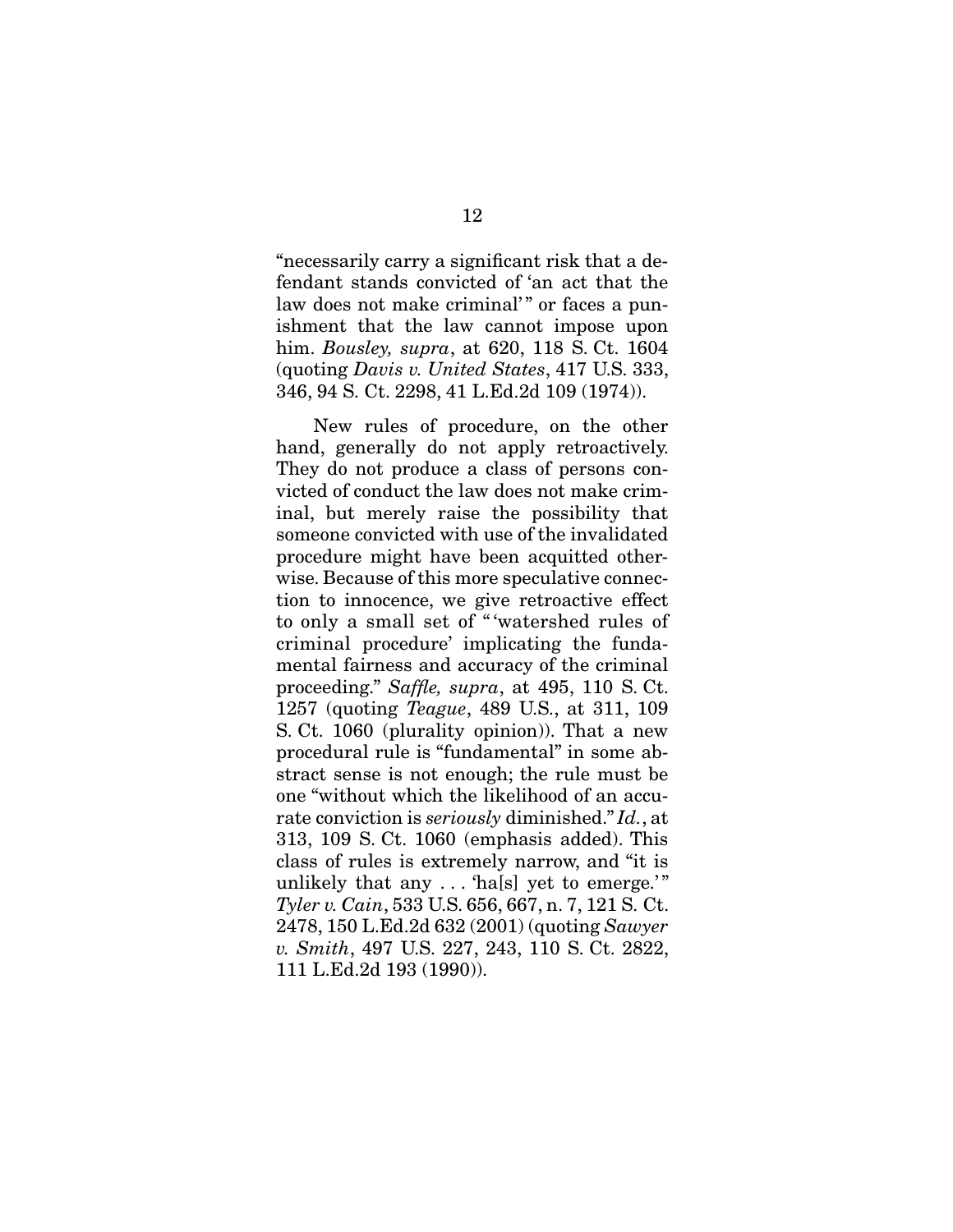"necessarily carry a significant risk that a defendant stands convicted of 'an act that the law does not make criminal'" or faces a punishment that the law cannot impose upon him. *Bousley, supra*, at 620, 118 S. Ct. 1604 (quoting *Davis v. United States*, 417 U.S. 333, 346, 94 S. Ct. 2298, 41 L.Ed.2d 109 (1974)).

New rules of procedure, on the other hand, generally do not apply retroactively. They do not produce a class of persons convicted of conduct the law does not make criminal, but merely raise the possibility that someone convicted with use of the invalidated procedure might have been acquitted otherwise. Because of this more speculative connection to innocence, we give retroactive effect to only a small set of "'watershed rules of criminal procedure' implicating the fundamental fairness and accuracy of the criminal proceeding." *Saffle, supra*, at 495, 110 S. Ct. 1257 (quoting *Teague*, 489 U.S., at 311, 109 S. Ct. 1060 (plurality opinion)). That a new procedural rule is "fundamental" in some abstract sense is not enough; the rule must be one "without which the likelihood of an accurate conviction is *seriously* diminished." *Id.*, at 313, 109 S. Ct. 1060 (emphasis added). This class of rules is extremely narrow, and "it is unlikely that any . . . 'ha[s] yet to emerge.'" *Tyler v. Cain*, 533 U.S. 656, 667, n. 7, 121 S. Ct. 2478, 150 L.Ed.2d 632 (2001) (quoting *Sawyer v. Smith*, 497 U.S. 227, 243, 110 S. Ct. 2822, 111 L.Ed.2d 193 (1990)).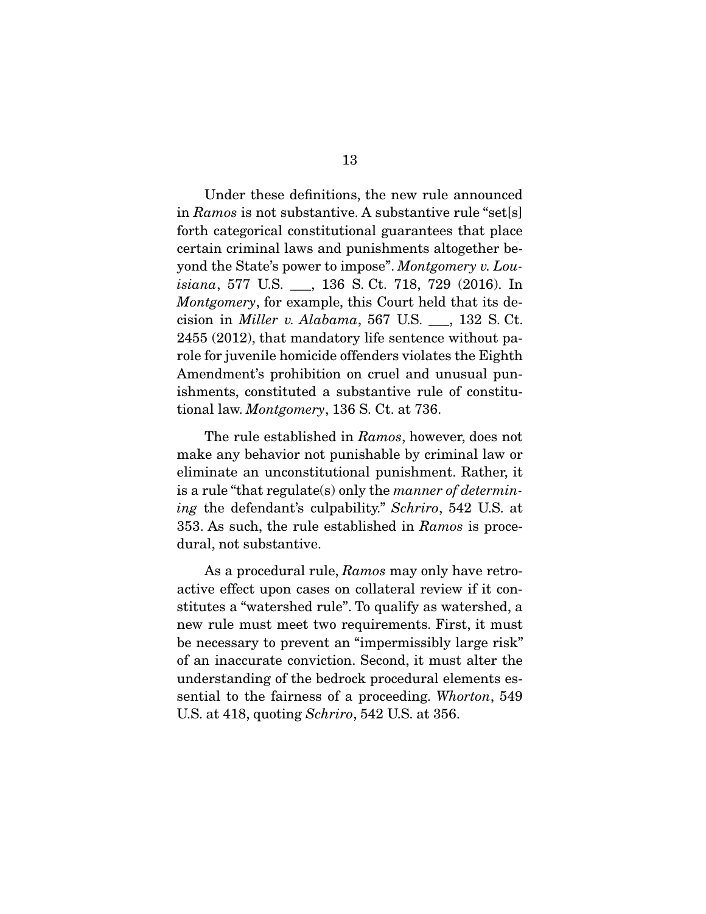Under these definitions, the new rule announced in *Ramos* is not substantive. A substantive rule "set[s] forth categorical constitutional guarantees that place certain criminal laws and punishments altogether beyond the State's power to impose". *Montgomery v. Louisiana*, 577 U.S. ___, 136 S. Ct. 718, 729 (2016). In *Montgomery*, for example, this Court held that its decision in *Miller v. Alabama*, 567 U.S. ___, 132 S. Ct. 2455 (2012), that mandatory life sentence without parole for juvenile homicide offenders violates the Eighth Amendment's prohibition on cruel and unusual punishments, constituted a substantive rule of constitutional law. *Montgomery*, 136 S. Ct. at 736.

The rule established in *Ramos*, however, does not make any behavior not punishable by criminal law or eliminate an unconstitutional punishment. Rather, it is a rule "that regulate(s) only the *manner of determining* the defendant's culpability." *Schriro*, 542 U.S. at 353. As such, the rule established in *Ramos* is procedural, not substantive.

As a procedural rule, *Ramos* may only have retroactive effect upon cases on collateral review if it constitutes a "watershed rule". To qualify as watershed, a new rule must meet two requirements. First, it must be necessary to prevent an "impermissibly large risk" of an inaccurate conviction. Second, it must alter the understanding of the bedrock procedural elements essential to the fairness of a proceeding. *Whorton*, 549 U.S. at 418, quoting *Schriro*, 542 U.S. at 356.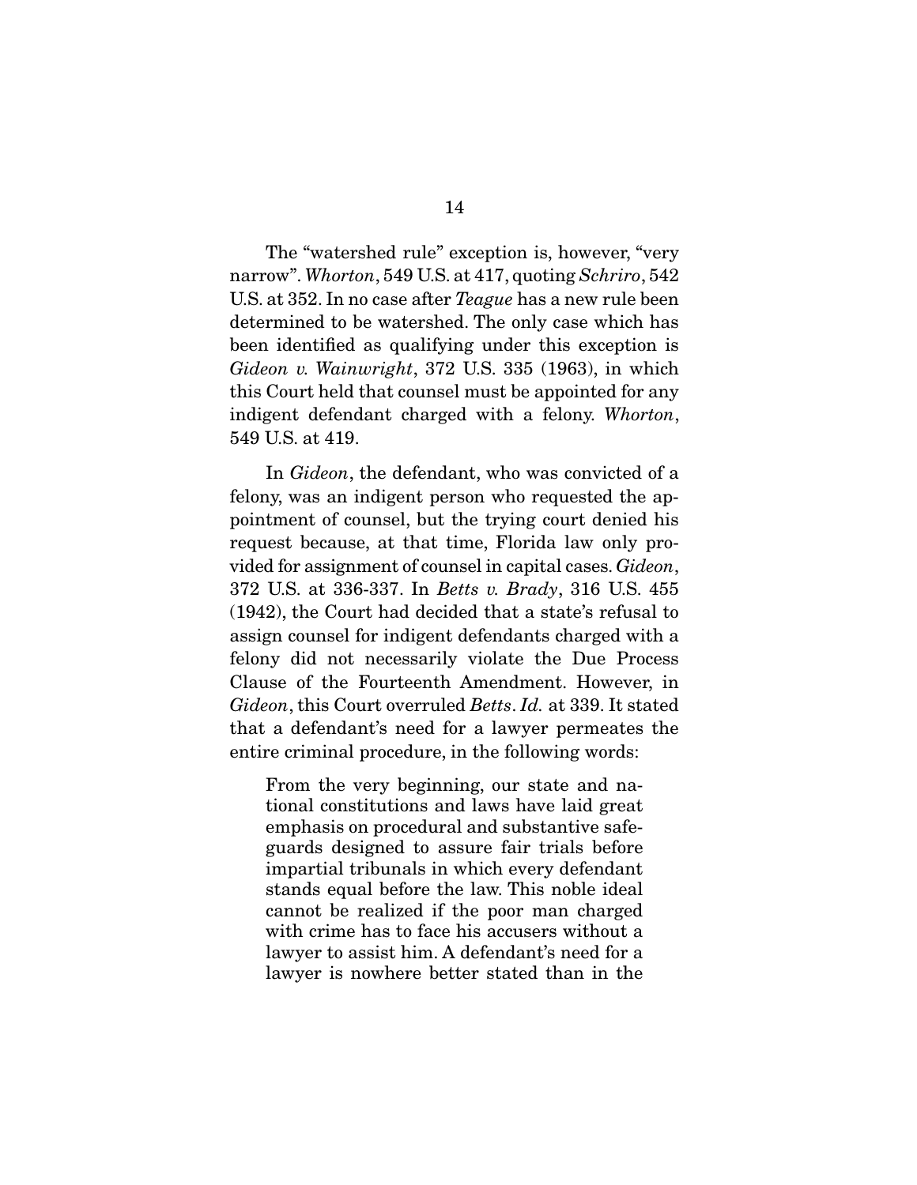The "watershed rule" exception is, however, "very narrow". *Whorton*, 549 U.S. at 417, quoting *Schriro*, 542 U.S. at 352. In no case after *Teague* has a new rule been determined to be watershed. The only case which has been identified as qualifying under this exception is *Gideon v. Wainwright*, 372 U.S. 335 (1963), in which this Court held that counsel must be appointed for any indigent defendant charged with a felony. *Whorton*, 549 U.S. at 419.

In *Gideon*, the defendant, who was convicted of a felony, was an indigent person who requested the appointment of counsel, but the trying court denied his request because, at that time, Florida law only provided for assignment of counsel in capital cases. *Gideon*, 372 U.S. at 336-337. In *Betts v. Brady*, 316 U.S. 455 (1942), the Court had decided that a state's refusal to assign counsel for indigent defendants charged with a felony did not necessarily violate the Due Process Clause of the Fourteenth Amendment. However, in *Gideon*, this Court overruled *Betts*. *Id.* at 339. It stated that a defendant's need for a lawyer permeates the entire criminal procedure, in the following words:

> From the very beginning, our state and national constitutions and laws have laid great emphasis on procedural and substantive safeguards designed to assure fair trials before impartial tribunals in which every defendant stands equal before the law. This noble ideal cannot be realized if the poor man charged with crime has to face his accusers without a lawyer to assist him. A defendant's need for a lawyer is nowhere better stated than in the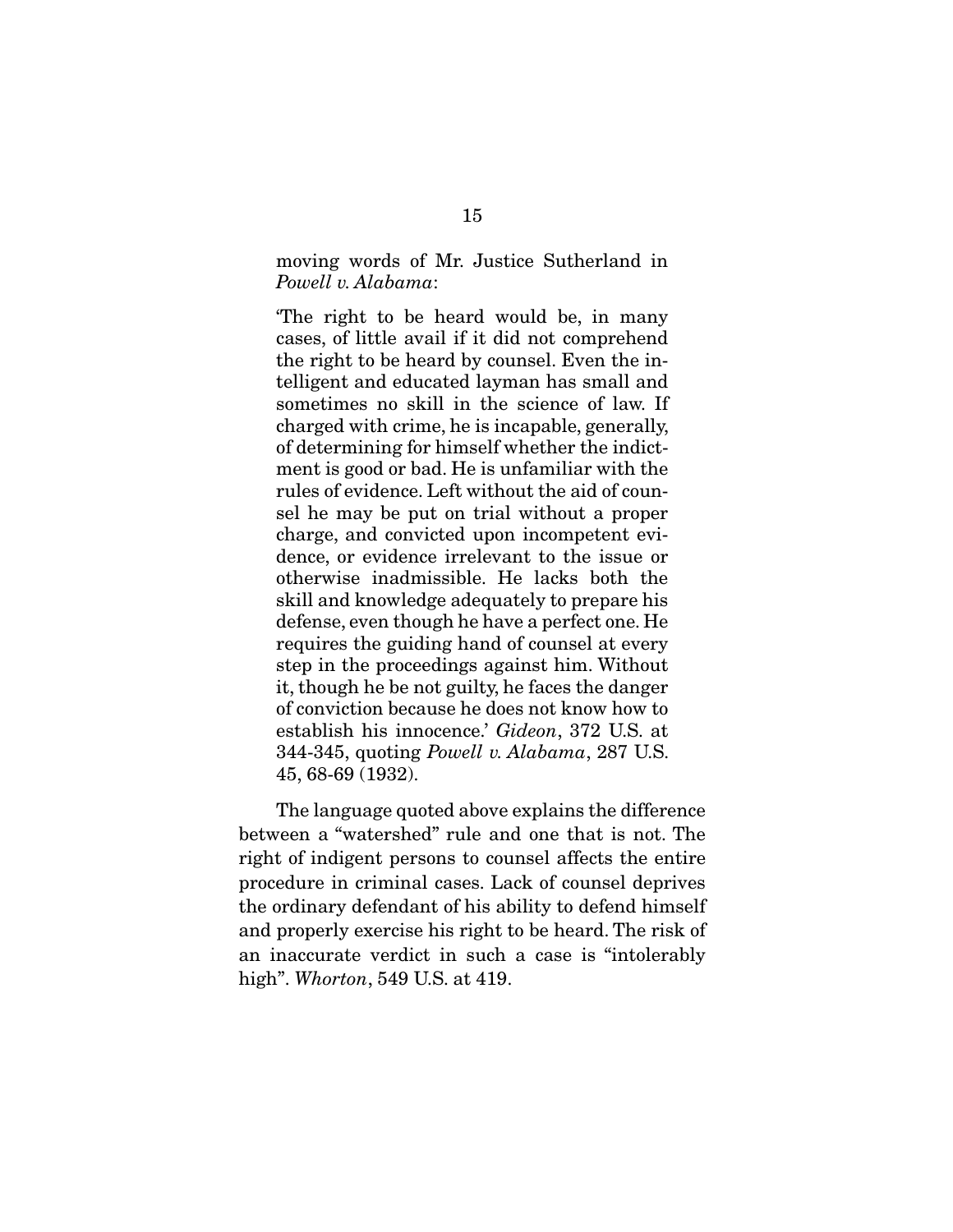moving words of Mr. Justice Sutherland in *Powell v. Alabama*:

> 'The right to be heard would be, in many cases, of little avail if it did not comprehend the right to be heard by counsel. Even the intelligent and educated layman has small and sometimes no skill in the science of law. If charged with crime, he is incapable, generally, of determining for himself whether the indictment is good or bad. He is unfamiliar with the rules of evidence. Left without the aid of counsel he may be put on trial without a proper charge, and convicted upon incompetent evidence, or evidence irrelevant to the issue or otherwise inadmissible. He lacks both the skill and knowledge adequately to prepare his defense, even though he have a perfect one. He requires the guiding hand of counsel at every step in the proceedings against him. Without it, though he be not guilty, he faces the danger of conviction because he does not know how to establish his innocence.' *Gideon*, 372 U.S. at 344-345, quoting *Powell v. Alabama*, 287 U.S. 45, 68-69 (1932).

The language quoted above explains the difference between a "watershed" rule and one that is not. The right of indigent persons to counsel affects the entire procedure in criminal cases. Lack of counsel deprives the ordinary defendant of his ability to defend himself and properly exercise his right to be heard. The risk of an inaccurate verdict in such a case is "intolerably high". *Whorton*, 549 U.S. at 419.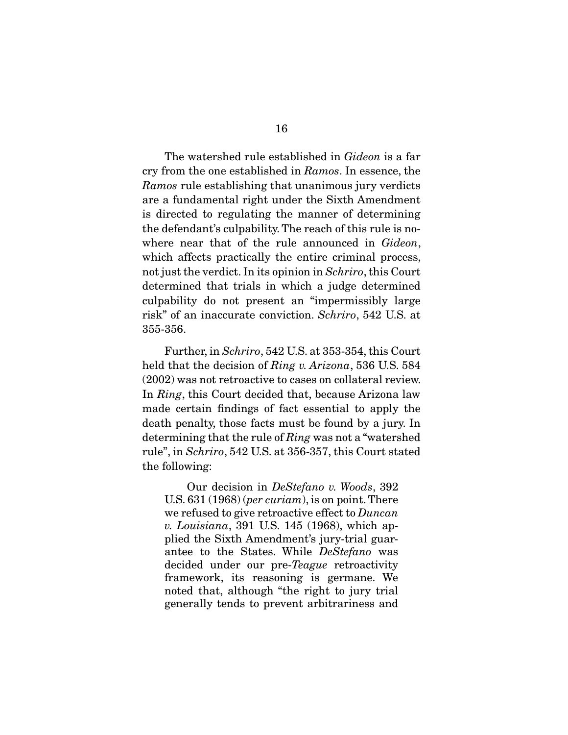The watershed rule established in *Gideon* is a far cry from the one established in *Ramos*. In essence, the *Ramos* rule establishing that unanimous jury verdicts are a fundamental right under the Sixth Amendment is directed to regulating the manner of determining the defendant's culpability. The reach of this rule is nowhere near that of the rule announced in *Gideon*, which affects practically the entire criminal process, not just the verdict. In its opinion in *Schriro*, this Court determined that trials in which a judge determined culpability do not present an "impermissibly large risk" of an inaccurate conviction. *Schriro*, 542 U.S. at 355-356.

Further, in *Schriro*, 542 U.S. at 353-354, this Court held that the decision of *Ring v. Arizona*, 536 U.S. 584 (2002) was not retroactive to cases on collateral review. In *Ring*, this Court decided that, because Arizona law made certain findings of fact essential to apply the death penalty, those facts must be found by a jury. In determining that the rule of *Ring* was not a "watershed rule", in *Schriro*, 542 U.S. at 356-357, this Court stated the following:

> Our decision in *DeStefano v. Woods*, 392 U.S. 631 (1968) (*per curiam*), is on point. There we refused to give retroactive effect to *Duncan v. Louisiana*, 391 U.S. 145 (1968), which applied the Sixth Amendment's jury-trial guarantee to the States. While *DeStefano* was decided under our pre-*Teague* retroactivity framework, its reasoning is germane. We noted that, although "the right to jury trial generally tends to prevent arbitrariness and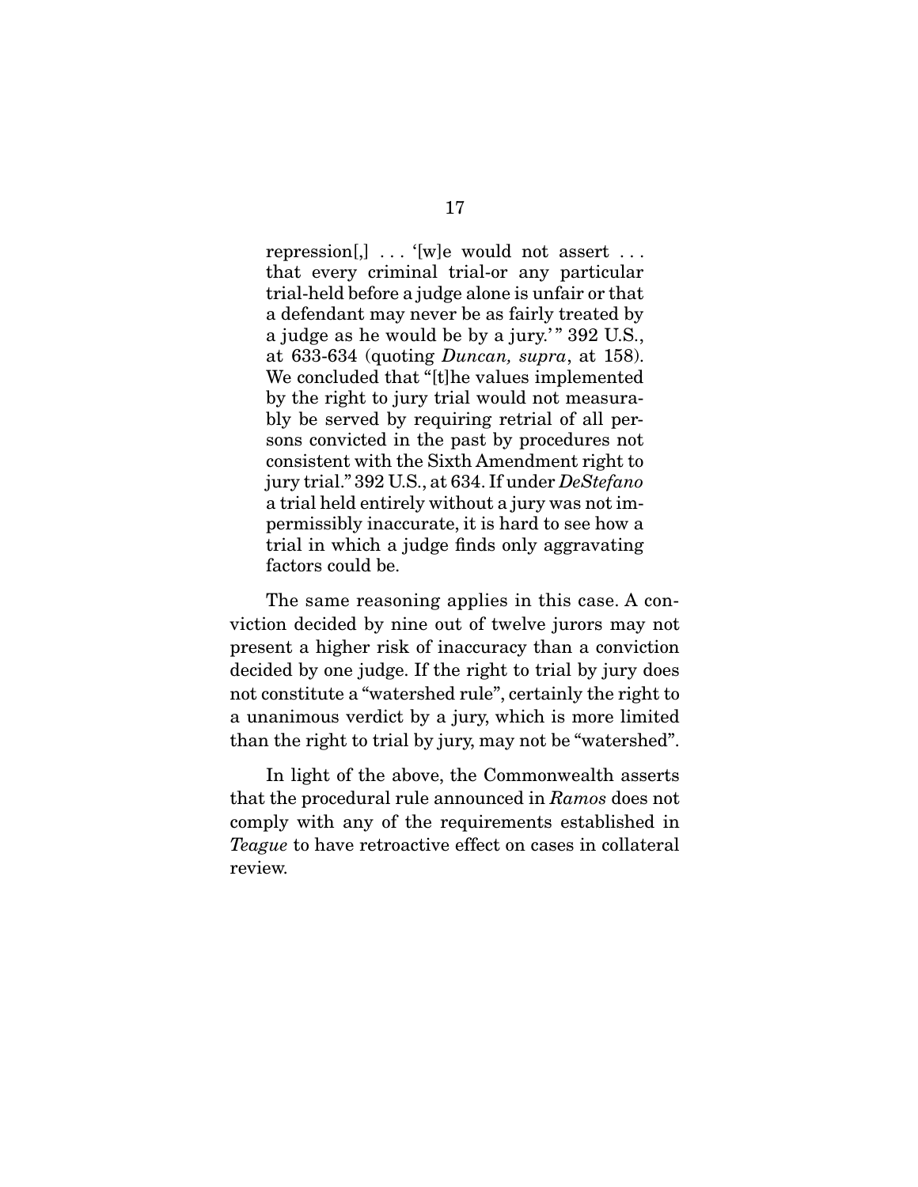repression[,] . . . '[w]e would not assert . . . that every criminal trial-or any particular trial-held before a judge alone is unfair or that a defendant may never be as fairly treated by a judge as he would be by a jury.'" 392 U.S., at 633-634 (quoting *Duncan, supra*, at 158). We concluded that "[t]he values implemented by the right to jury trial would not measurably be served by requiring retrial of all persons convicted in the past by procedures not consistent with the Sixth Amendment right to jury trial." 392 U.S., at 634. If under *DeStefano* a trial held entirely without a jury was not impermissibly inaccurate, it is hard to see how a trial in which a judge finds only aggravating factors could be.

The same reasoning applies in this case. A conviction decided by nine out of twelve jurors may not present a higher risk of inaccuracy than a conviction decided by one judge. If the right to trial by jury does not constitute a "watershed rule", certainly the right to a unanimous verdict by a jury, which is more limited than the right to trial by jury, may not be "watershed".

In light of the above, the Commonwealth asserts that the procedural rule announced in *Ramos* does not comply with any of the requirements established in *Teague* to have retroactive effect on cases in collateral review.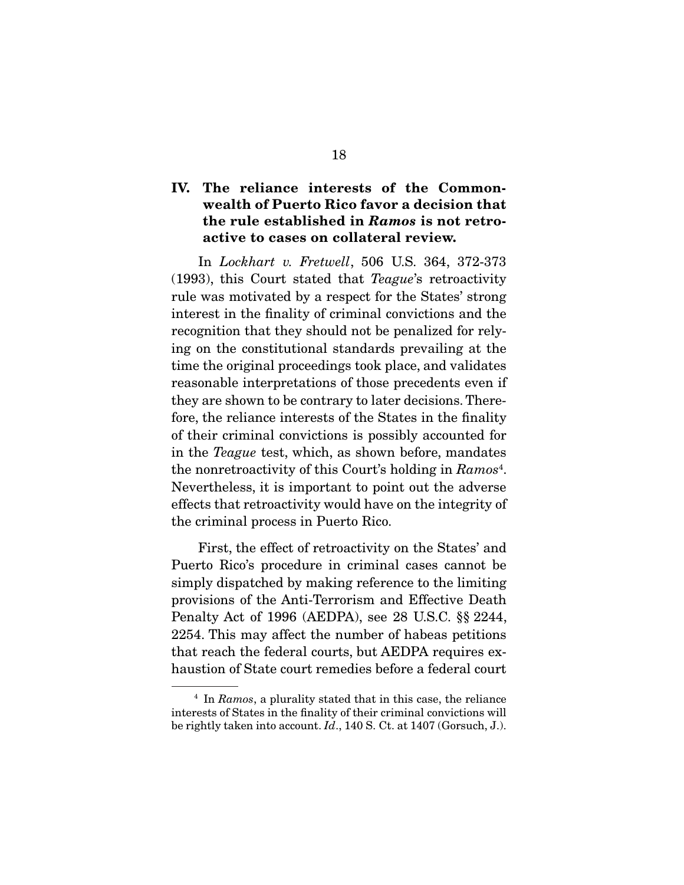## IV. The reliance interests of the Commonwealth of Puerto Rico favor a decision that the rule established in *Ramos* is not retroactive to cases on collateral review.

In *Lockhart v. Fretwell*, 506 U.S. 364, 372-373 (1993), this Court stated that *Teague*'s retroactivity rule was motivated by a respect for the States' strong interest in the finality of criminal convictions and the recognition that they should not be penalized for relying on the constitutional standards prevailing at the time the original proceedings took place, and validates reasonable interpretations of those precedents even if they are shown to be contrary to later decisions. Therefore, the reliance interests of the States in the finality of their criminal convictions is possibly accounted for in the *Teague* test, which, as shown before, mandates the nonretroactivity of this Court's holding in *Ramos*[4]. Nevertheless, it is important to point out the adverse effects that retroactivity would have on the integrity of the criminal process in Puerto Rico.

First, the effect of retroactivity on the States' and Puerto Rico's procedure in criminal cases cannot be simply dispatched by making reference to the limiting provisions of the Anti-Terrorism and Effective Death Penalty Act of 1996 (AEDPA), see 28 U.S.C. §§ 2244, 2254. This may affect the number of habeas petitions that reach the federal courts, but AEDPA requires exhaustion of State court remedies before a federal court

[4] In *Ramos*, a plurality stated that in this case, the reliance interests of States in the finality of their criminal convictions will be rightly taken into account. *Id*., 140 S. Ct. at 1407 (Gorsuch, J.).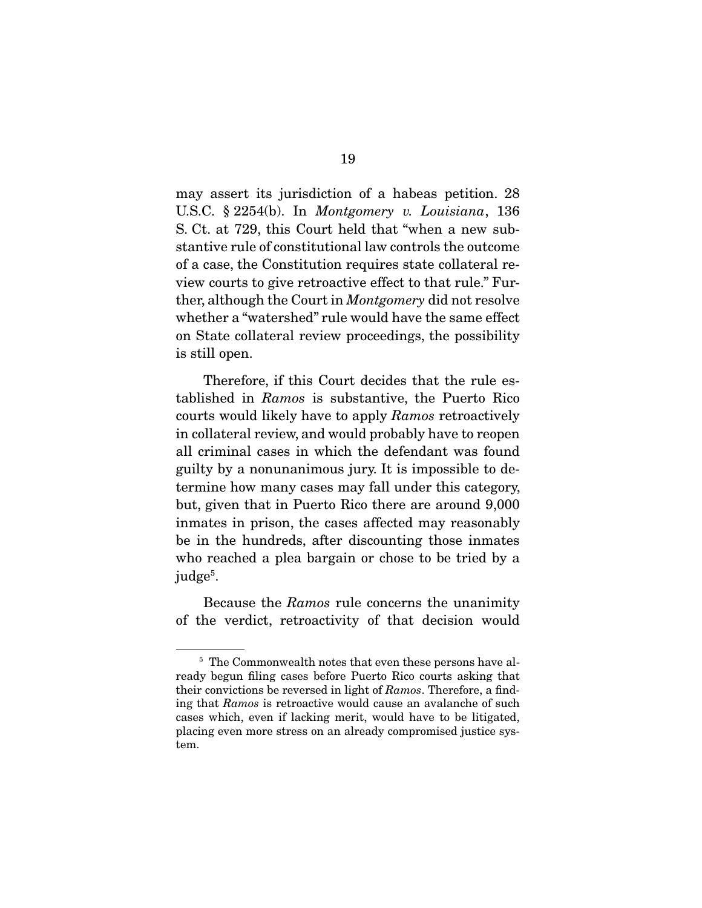may assert its jurisdiction of a habeas petition. 28 U.S.C. § 2254(b). In *Montgomery v. Louisiana*, 136 S. Ct. at 729, this Court held that "when a new substantive rule of constitutional law controls the outcome of a case, the Constitution requires state collateral review courts to give retroactive effect to that rule." Further, although the Court in *Montgomery* did not resolve whether a "watershed" rule would have the same effect on State collateral review proceedings, the possibility is still open.

Therefore, if this Court decides that the rule established in *Ramos* is substantive, the Puerto Rico courts would likely have to apply *Ramos* retroactively in collateral review, and would probably have to reopen all criminal cases in which the defendant was found guilty by a nonunanimous jury. It is impossible to determine how many cases may fall under this category, but, given that in Puerto Rico there are around 9,000 inmates in prison, the cases affected may reasonably be in the hundreds, after discounting those inmates who reached a plea bargain or chose to be tried by a judge[5].

Because the *Ramos* rule concerns the unanimity of the verdict, retroactivity of that decision would

---

[5] The Commonwealth notes that even these persons have already begun filing cases before Puerto Rico courts asking that their convictions be reversed in light of *Ramos*. Therefore, a finding that *Ramos* is retroactive would cause an avalanche of such cases which, even if lacking merit, would have to be litigated, placing even more stress on an already compromised justice system.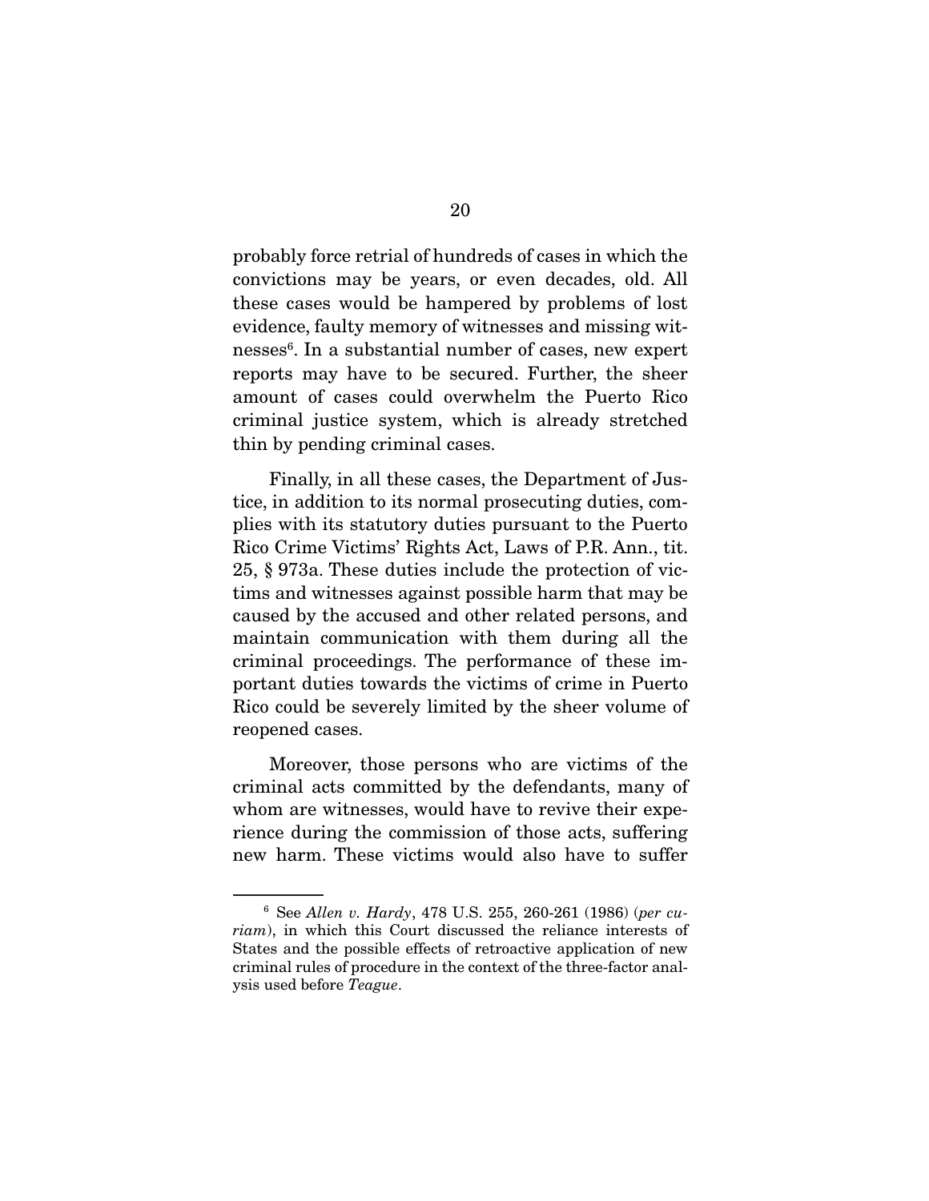probably force retrial of hundreds of cases in which the convictions may be years, or even decades, old. All these cases would be hampered by problems of lost evidence, faulty memory of witnesses and missing witnesses[6]. In a substantial number of cases, new expert reports may have to be secured. Further, the sheer amount of cases could overwhelm the Puerto Rico criminal justice system, which is already stretched thin by pending criminal cases.

Finally, in all these cases, the Department of Justice, in addition to its normal prosecuting duties, complies with its statutory duties pursuant to the Puerto Rico Crime Victims' Rights Act, Laws of P.R. Ann., tit. 25, § 973a. These duties include the protection of victims and witnesses against possible harm that may be caused by the accused and other related persons, and maintain communication with them during all the criminal proceedings. The performance of these important duties towards the victims of crime in Puerto Rico could be severely limited by the sheer volume of reopened cases.

Moreover, those persons who are victims of the criminal acts committed by the defendants, many of whom are witnesses, would have to revive their experience during the commission of those acts, suffering new harm. These victims would also have to suffer

---

[6] See *Allen v. Hardy*, 478 U.S. 255, 260-261 (1986) (*per curiam*), in which this Court discussed the reliance interests of States and the possible effects of retroactive application of new criminal rules of procedure in the context of the three-factor analysis used before *Teague*.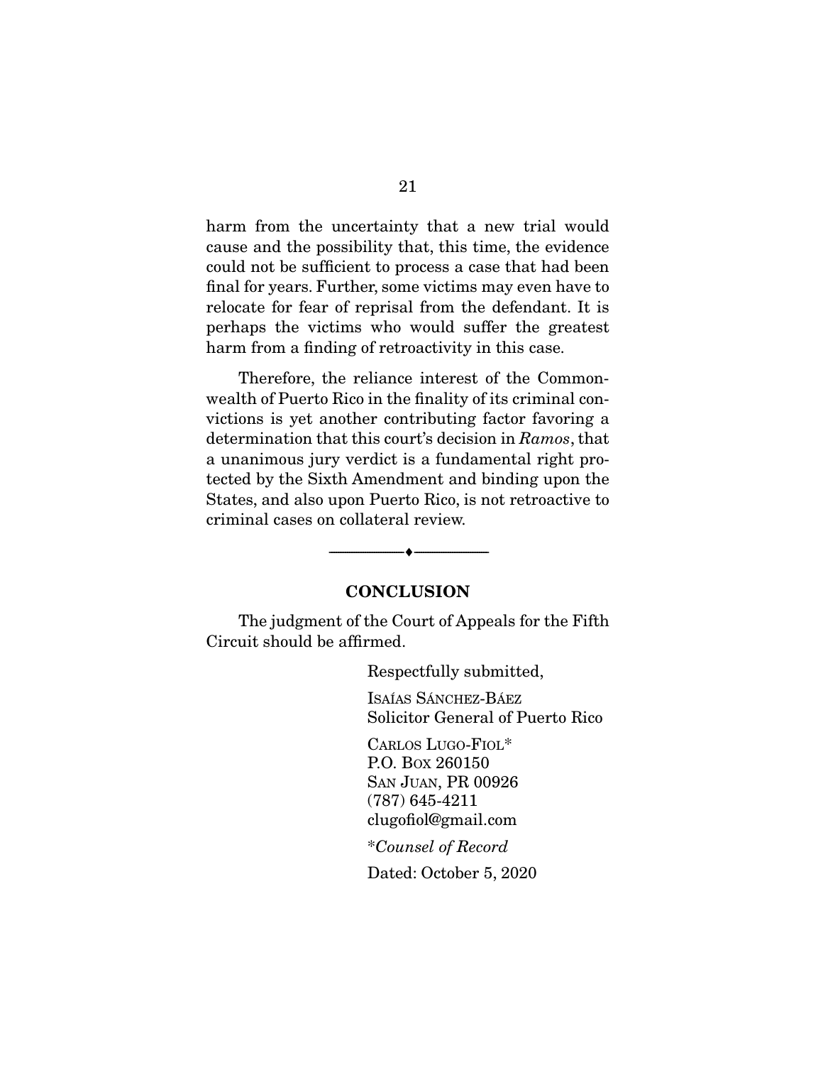harm from the uncertainty that a new trial would cause and the possibility that, this time, the evidence could not be sufficient to process a case that had been final for years. Further, some victims may even have to relocate for fear of reprisal from the defendant. It is perhaps the victims who would suffer the greatest harm from a finding of retroactivity in this case.

Therefore, the reliance interest of the Commonwealth of Puerto Rico in the finality of its criminal convictions is yet another contributing factor favoring a determination that this court's decision in *Ramos*, that a unanimous jury verdict is a fundamental right protected by the Sixth Amendment and binding upon the States, and also upon Puerto Rico, is not retroactive to criminal cases on collateral review.

---

## CONCLUSION

The judgment of the Court of Appeals for the Fifth Circuit should be affirmed.

Respectfully submitted,

ISAÍAS SÁNCHEZ-BÁEZ
Solicitor General of Puerto Rico

CARLOS LUGO-FIOL*
P.O. BOX 260150
SAN JUAN, PR 00926
(787) 645-4211
clugofiol@gmail.com

**Counsel of Record*

Dated: October 5, 2020